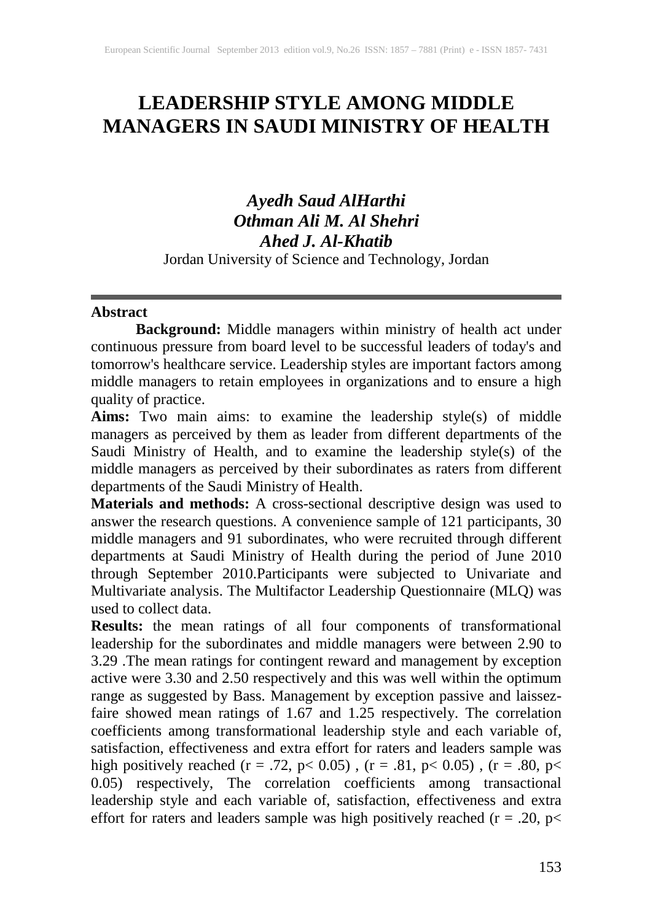# LEADERSHIP STYLE AMONG MIDDLE MANAGERS IN SAUDI MINISTRY OF HEALTH

***Ayedh Saud AlHarthi***
***Othman Ali M. Al Shehri***
***Ahed J. Al-Khatib***

Jordan University of Science and Technology, Jordan

---

## Abstract

**Background:** Middle managers within ministry of health act under continuous pressure from board level to be successful leaders of today's and tomorrow's healthcare service. Leadership styles are important factors among middle managers to retain employees in organizations and to ensure a high quality of practice.

**Aims:** Two main aims: to examine the leadership style(s) of middle managers as perceived by them as leader from different departments of the Saudi Ministry of Health, and to examine the leadership style(s) of the middle managers as perceived by their subordinates as raters from different departments of the Saudi Ministry of Health.

**Materials and methods:** A cross-sectional descriptive design was used to answer the research questions. A convenience sample of 121 participants, 30 middle managers and 91 subordinates, who were recruited through different departments at Saudi Ministry of Health during the period of June 2010 through September 2010.Participants were subjected to Univariate and Multivariate analysis. The Multifactor Leadership Questionnaire (MLQ) was used to collect data.

**Results:** the mean ratings of all four components of transformational leadership for the subordinates and middle managers were between 2.90 to 3.29 .The mean ratings for contingent reward and management by exception active were 3.30 and 2.50 respectively and this was well within the optimum range as suggested by Bass. Management by exception passive and laissez-faire showed mean ratings of 1.67 and 1.25 respectively. The correlation coefficients among transformational leadership style and each variable of, satisfaction, effectiveness and extra effort for raters and leaders sample was high positively reached ($r = .72$, $p < 0.05$) , ($r = .81$, $p < 0.05$) , ($r = .80$, $p < 0.05$) respectively, The correlation coefficients among transactional leadership style and each variable of, satisfaction, effectiveness and extra effort for raters and leaders sample was high positively reached ($r = .20$, $p<$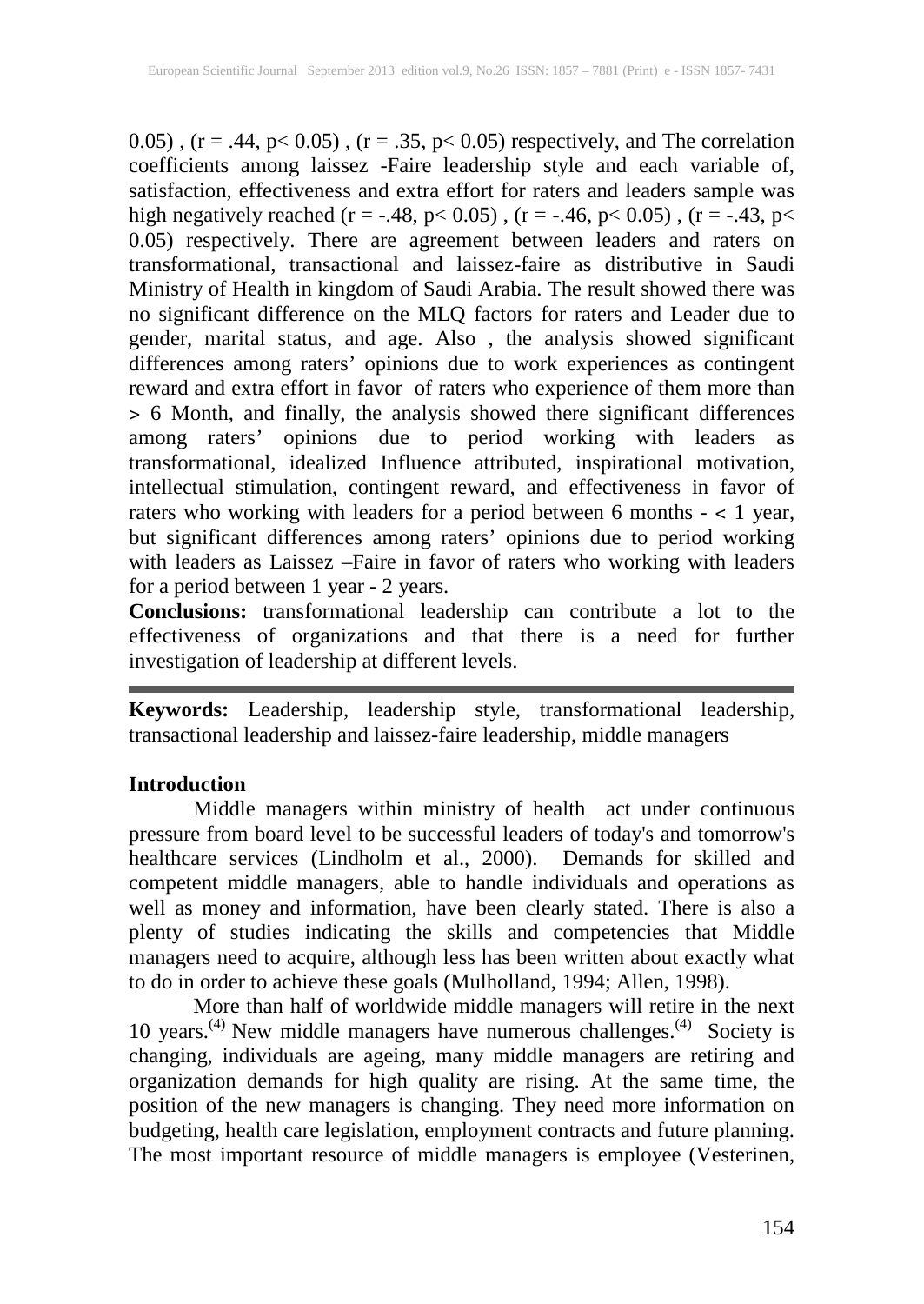0.05) , ($r = .44$, $p < 0.05$) , ($r = .35$, $p < 0.05$) respectively, and The correlation coefficients among laissez -Faire leadership style and each variable of, satisfaction, effectiveness and extra effort for raters and leaders sample was high negatively reached ($r = -.48$, $p < 0.05$) , ($r = -.46$, $p < 0.05$) , ($r = -.43$, $p < 0.05$) respectively. There are agreement between leaders and raters on transformational, transactional and laissez-faire as distributive in Saudi Ministry of Health in kingdom of Saudi Arabia. The result showed there was no significant difference on the MLQ factors for raters and Leader due to gender, marital status, and age. Also , the analysis showed significant differences among raters' opinions due to work experiences as contingent reward and extra effort in favor of raters who experience of them more than > 6 Month, and finally, the analysis showed there significant differences among raters' opinions due to period working with leaders as transformational, idealized Influence attributed, inspirational motivation, intellectual stimulation, contingent reward, and effectiveness in favor of raters who working with leaders for a period between 6 months - < 1 year, but significant differences among raters' opinions due to period working with leaders as Laissez –Faire in favor of raters who working with leaders for a period between 1 year - 2 years.

**Conclusions:** transformational leadership can contribute a lot to the effectiveness of organizations and that there is a need for further investigation of leadership at different levels.

---

**Keywords:** Leadership, leadership style, transformational leadership, transactional leadership and laissez-faire leadership, middle managers

## Introduction

Middle managers within ministry of health act under continuous pressure from board level to be successful leaders of today's and tomorrow's healthcare services (Lindholm et al., 2000). Demands for skilled and competent middle managers, able to handle individuals and operations as well as money and information, have been clearly stated. There is also a plenty of studies indicating the skills and competencies that Middle managers need to acquire, although less has been written about exactly what to do in order to achieve these goals (Mulholland, 1994; Allen, 1998).

More than half of worldwide middle managers will retire in the next 10 years.[(4)] New middle managers have numerous challenges.[(4)] Society is changing, individuals are ageing, many middle managers are retiring and organization demands for high quality are rising. At the same time, the position of the new managers is changing. They need more information on budgeting, health care legislation, employment contracts and future planning. The most important resource of middle managers is employee (Vesterinen,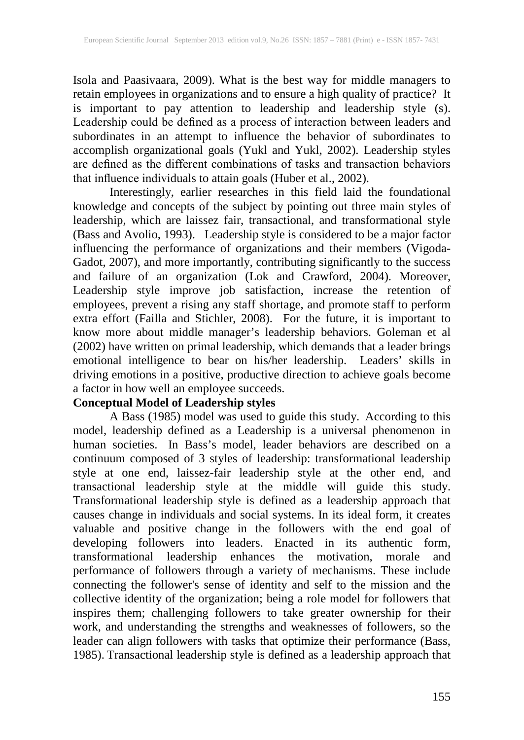Isola and Paasivaara, 2009). What is the best way for middle managers to retain employees in organizations and to ensure a high quality of practice? It is important to pay attention to leadership and leadership style (s). Leadership could be defined as a process of interaction between leaders and subordinates in an attempt to influence the behavior of subordinates to accomplish organizational goals (Yukl and Yukl, 2002). Leadership styles are defined as the different combinations of tasks and transaction behaviors that influence individuals to attain goals (Huber et al., 2002).

Interestingly, earlier researches in this field laid the foundational knowledge and concepts of the subject by pointing out three main styles of leadership, which are laissez fair, transactional, and transformational style (Bass and Avolio, 1993). Leadership style is considered to be a major factor influencing the performance of organizations and their members (Vigoda-Gadot, 2007), and more importantly, contributing significantly to the success and failure of an organization (Lok and Crawford, 2004). Moreover, Leadership style improve job satisfaction, increase the retention of employees, prevent a rising any staff shortage, and promote staff to perform extra effort (Failla and Stichler, 2008). For the future, it is important to know more about middle manager's leadership behaviors. Goleman et al (2002) have written on primal leadership, which demands that a leader brings emotional intelligence to bear on his/her leadership. Leaders' skills in driving emotions in a positive, productive direction to achieve goals become a factor in how well an employee succeeds.

**Conceptual Model of Leadership styles**

A Bass (1985) model was used to guide this study. According to this model, leadership defined as a Leadership is a universal phenomenon in human societies. In Bass's model, leader behaviors are described on a continuum composed of 3 styles of leadership: transformational leadership style at one end, laissez-fair leadership style at the other end, and transactional leadership style at the middle will guide this study. Transformational leadership style is defined as a leadership approach that causes change in individuals and social systems. In its ideal form, it creates valuable and positive change in the followers with the end goal of developing followers into leaders. Enacted in its authentic form, transformational leadership enhances the motivation, morale and performance of followers through a variety of mechanisms. These include connecting the follower's sense of identity and self to the mission and the collective identity of the organization; being a role model for followers that inspires them; challenging followers to take greater ownership for their work, and understanding the strengths and weaknesses of followers, so the leader can align followers with tasks that optimize their performance (Bass, 1985). Transactional leadership style is defined as a leadership approach that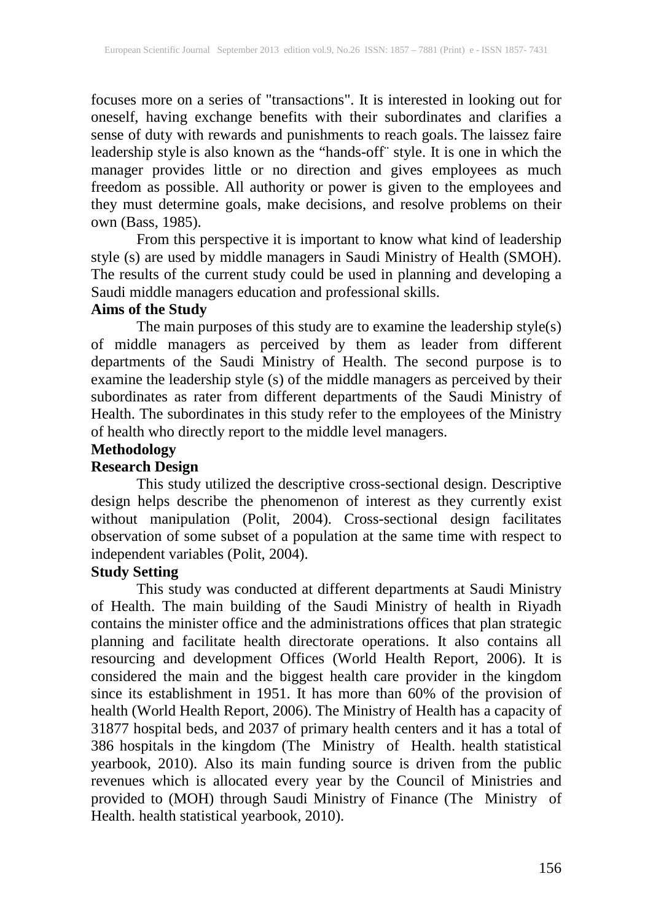focuses more on a series of "transactions". It is interested in looking out for oneself, having exchange benefits with their subordinates and clarifies a sense of duty with rewards and punishments to reach goals. The laissez faire leadership style is also known as the "hands-off¨ style. It is one in which the manager provides little or no direction and gives employees as much freedom as possible. All authority or power is given to the employees and they must determine goals, make decisions, and resolve problems on their own (Bass, 1985).

From this perspective it is important to know what kind of leadership style (s) are used by middle managers in Saudi Ministry of Health (SMOH). The results of the current study could be used in planning and developing a Saudi middle managers education and professional skills.

**Aims of the Study**

The main purposes of this study are to examine the leadership style(s) of middle managers as perceived by them as leader from different departments of the Saudi Ministry of Health. The second purpose is to examine the leadership style (s) of the middle managers as perceived by their subordinates as rater from different departments of the Saudi Ministry of Health. The subordinates in this study refer to the employees of the Ministry of health who directly report to the middle level managers.

**Methodology**

**Research Design**

This study utilized the descriptive cross-sectional design. Descriptive design helps describe the phenomenon of interest as they currently exist without manipulation (Polit, 2004). Cross-sectional design facilitates observation of some subset of a population at the same time with respect to independent variables (Polit, 2004).

**Study Setting**

This study was conducted at different departments at Saudi Ministry of Health. The main building of the Saudi Ministry of health in Riyadh contains the minister office and the administrations offices that plan strategic planning and facilitate health directorate operations. It also contains all resourcing and development Offices (World Health Report, 2006). It is considered the main and the biggest health care provider in the kingdom since its establishment in 1951. It has more than 60% of the provision of health (World Health Report, 2006). The Ministry of Health has a capacity of 31877 hospital beds, and 2037 of primary health centers and it has a total of 386 hospitals in the kingdom (The Ministry of Health. health statistical yearbook, 2010). Also its main funding source is driven from the public revenues which is allocated every year by the Council of Ministries and provided to (MOH) through Saudi Ministry of Finance (The Ministry of Health. health statistical yearbook, 2010).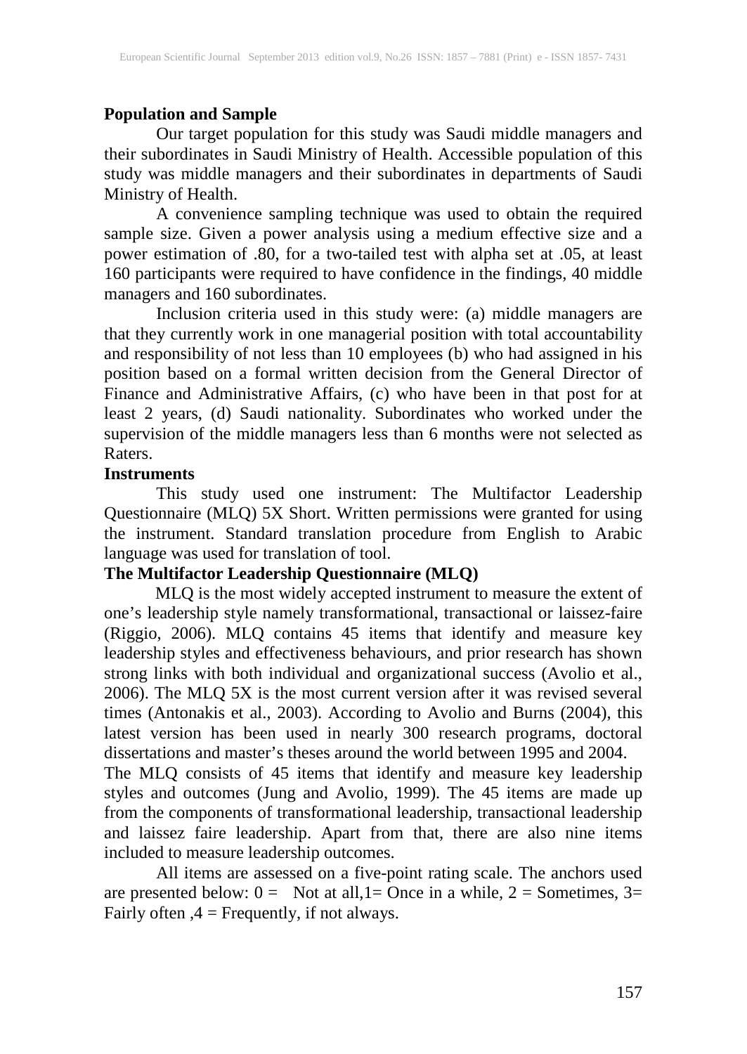**Population and Sample**

Our target population for this study was Saudi middle managers and their subordinates in Saudi Ministry of Health. Accessible population of this study was middle managers and their subordinates in departments of Saudi Ministry of Health.

A convenience sampling technique was used to obtain the required sample size. Given a power analysis using a medium effective size and a power estimation of .80, for a two-tailed test with alpha set at .05, at least 160 participants were required to have confidence in the findings, 40 middle managers and 160 subordinates.

Inclusion criteria used in this study were: (a) middle managers are that they currently work in one managerial position with total accountability and responsibility of not less than 10 employees (b) who had assigned in his position based on a formal written decision from the General Director of Finance and Administrative Affairs, (c) who have been in that post for at least 2 years, (d) Saudi nationality. Subordinates who worked under the supervision of the middle managers less than 6 months were not selected as Raters.

**Instruments**

This study used one instrument: The Multifactor Leadership Questionnaire (MLQ) 5X Short. Written permissions were granted for using the instrument. Standard translation procedure from English to Arabic language was used for translation of tool.

**The Multifactor Leadership Questionnaire (MLQ)**

MLQ is the most widely accepted instrument to measure the extent of one's leadership style namely transformational, transactional or laissez-faire (Riggio, 2006). MLQ contains 45 items that identify and measure key leadership styles and effectiveness behaviours, and prior research has shown strong links with both individual and organizational success (Avolio et al., 2006). The MLQ 5X is the most current version after it was revised several times (Antonakis et al., 2003). According to Avolio and Burns (2004), this latest version has been used in nearly 300 research programs, doctoral dissertations and master's theses around the world between 1995 and 2004.

The MLQ consists of 45 items that identify and measure key leadership styles and outcomes (Jung and Avolio, 1999). The 45 items are made up from the components of transformational leadership, transactional leadership and laissez faire leadership. Apart from that, there are also nine items included to measure leadership outcomes.

All items are assessed on a five-point rating scale. The anchors used are presented below: 0 = Not at all,1= Once in a while, 2 = Sometimes, 3= Fairly often ,4 = Frequently, if not always.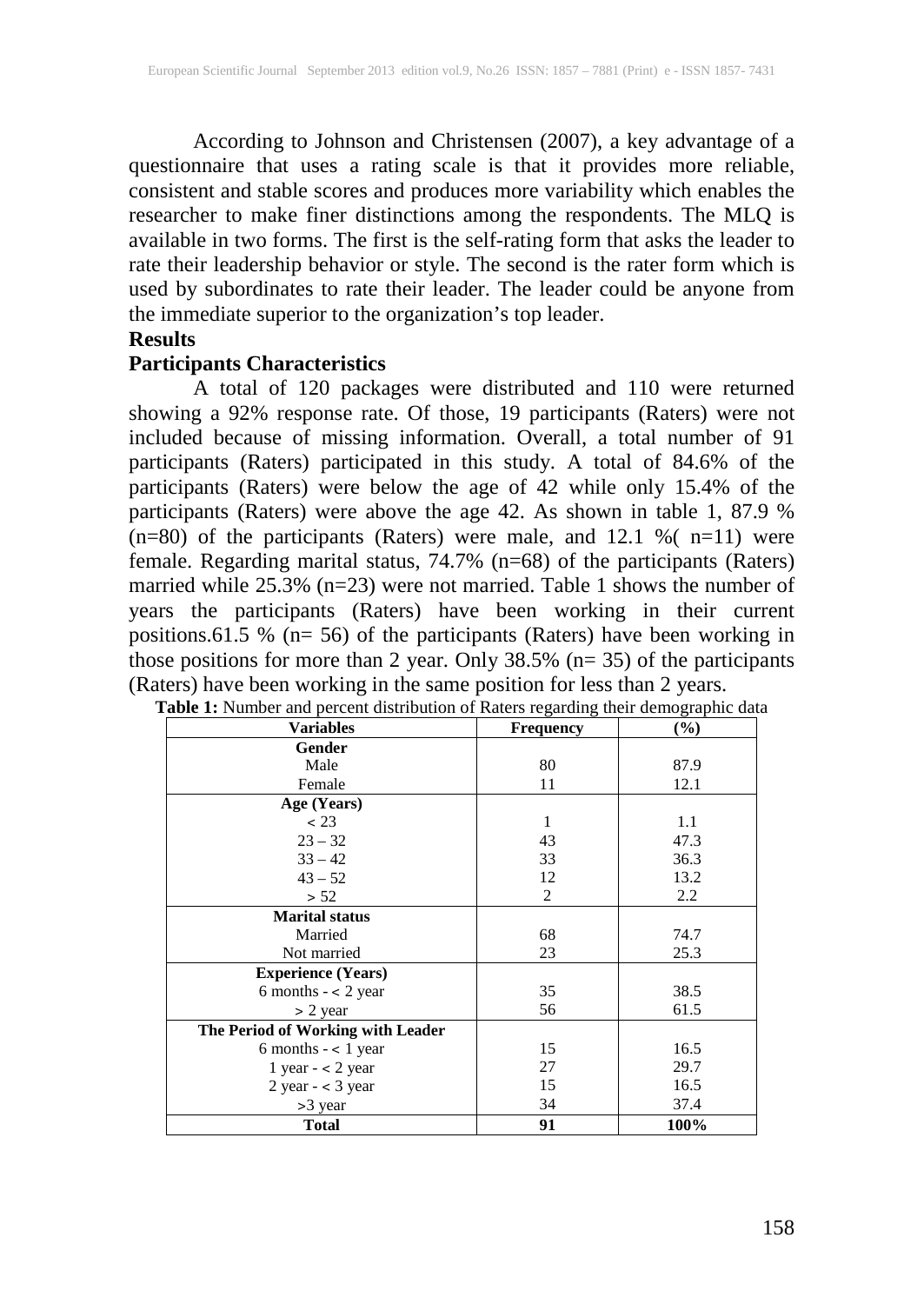According to Johnson and Christensen (2007), a key advantage of a questionnaire that uses a rating scale is that it provides more reliable, consistent and stable scores and produces more variability which enables the researcher to make finer distinctions among the respondents. The MLQ is available in two forms. The first is the self-rating form that asks the leader to rate their leadership behavior or style. The second is the rater form which is used by subordinates to rate their leader. The leader could be anyone from the immediate superior to the organization's top leader.

## Results

### Participants Characteristics

A total of 120 packages were distributed and 110 were returned showing a 92% response rate. Of those, 19 participants (Raters) were not included because of missing information. Overall, a total number of 91 participants (Raters) participated in this study. A total of 84.6% of the participants (Raters) were below the age of 42 while only 15.4% of the participants (Raters) were above the age 42. As shown in table 1, 87.9 % (n=80) of the participants (Raters) were male, and 12.1 %( n=11) were female. Regarding marital status, 74.7% (n=68) of the participants (Raters) married while 25.3% (n=23) were not married. Table 1 shows the number of years the participants (Raters) have been working in their current positions.61.5 % (n= 56) of the participants (Raters) have been working in those positions for more than 2 year. Only 38.5% (n= 35) of the participants (Raters) have been working in the same position for less than 2 years.

**Table 1:** Number and percent distribution of Raters regarding their demographic data

| Variables | Frequency | (%) |
|---|---|---|
| **Gender** | | |
| Male | 80 | 87.9 |
| Female | 11 | 12.1 |
| **Age (Years)** | | |
| < 23 | 1 | 1.1 |
| 23 – 32 | 43 | 47.3 |
| 33 – 42 | 33 | 36.3 |
| 43 – 52 | 12 | 13.2 |
| > 52 | 2 | 2.2 |
| **Marital status** | | |
| Married | 68 | 74.7 |
| Not married | 23 | 25.3 |
| **Experience (Years)** | | |
| 6 months - < 2 year | 35 | 38.5 |
| > 2 year | 56 | 61.5 |
| **The Period of Working with Leader** | | |
| 6 months - < 1 year | 15 | 16.5 |
| 1 year - < 2 year | 27 | 29.7 |
| 2 year - < 3 year | 15 | 16.5 |
| >3 year | 34 | 37.4 |
| **Total** | **91** | **100%** |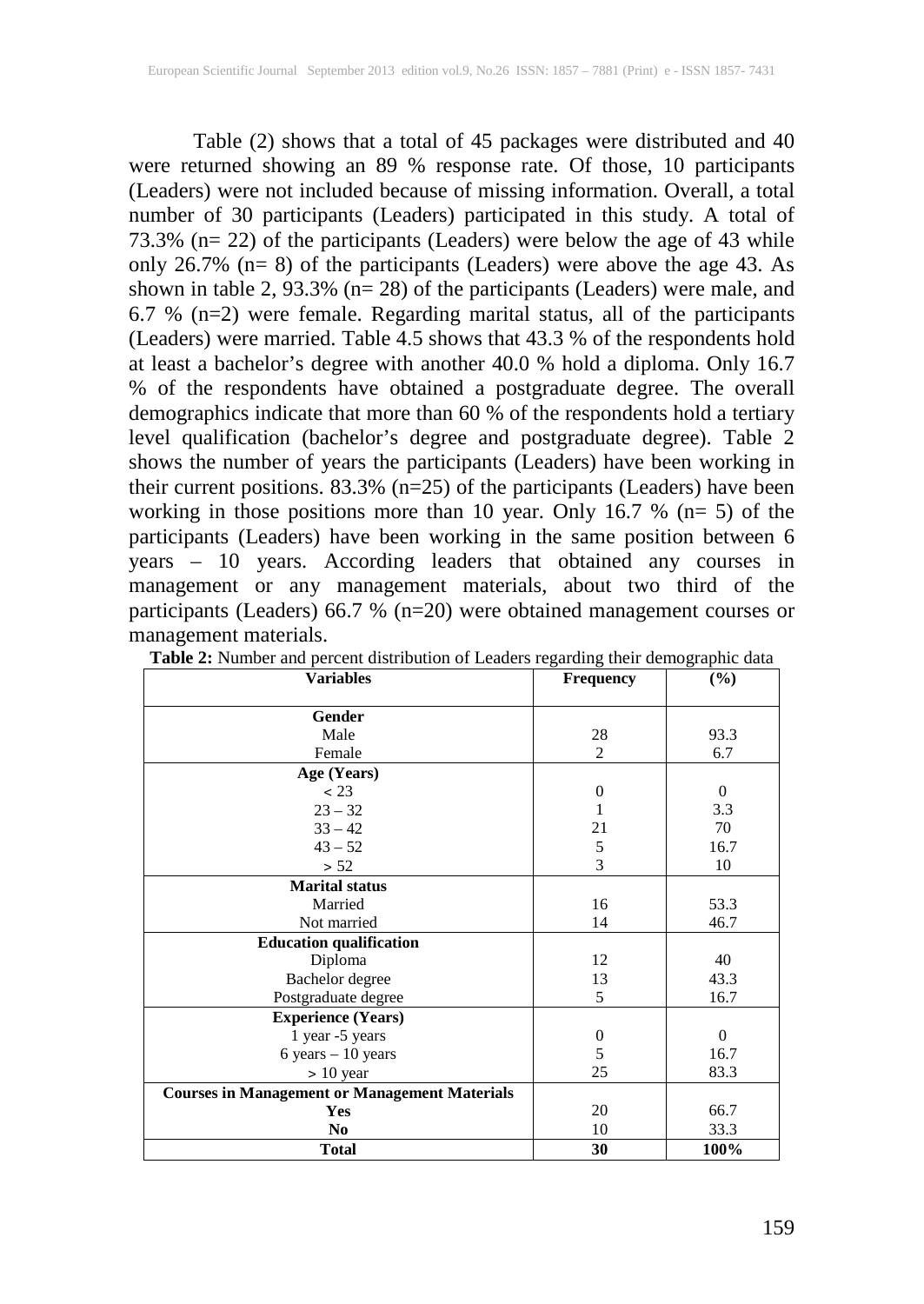Table (2) shows that a total of 45 packages were distributed and 40 were returned showing an 89 % response rate. Of those, 10 participants (Leaders) were not included because of missing information. Overall, a total number of 30 participants (Leaders) participated in this study. A total of 73.3% (n= 22) of the participants (Leaders) were below the age of 43 while only 26.7% (n= 8) of the participants (Leaders) were above the age 43. As shown in table 2, 93.3% (n= 28) of the participants (Leaders) were male, and 6.7 % (n=2) were female. Regarding marital status, all of the participants (Leaders) were married. Table 4.5 shows that 43.3 % of the respondents hold at least a bachelor's degree with another 40.0 % hold a diploma. Only 16.7 % of the respondents have obtained a postgraduate degree. The overall demographics indicate that more than 60 % of the respondents hold a tertiary level qualification (bachelor's degree and postgraduate degree). Table 2 shows the number of years the participants (Leaders) have been working in their current positions. 83.3% (n=25) of the participants (Leaders) have been working in those positions more than 10 year. Only 16.7 % (n= 5) of the participants (Leaders) have been working in the same position between 6 years – 10 years. According leaders that obtained any courses in management or any management materials, about two third of the participants (Leaders) 66.7 % (n=20) were obtained management courses or management materials.

**Table 2:** Number and percent distribution of Leaders regarding their demographic data

| Variables | Frequency | (%) |
|---|---|---|
| **Gender** | | |
| Male | 28 | 93.3 |
| Female | 2 | 6.7 |
| **Age (Years)** | | |
| < 23 | 0 | 0 |
| 23 – 32 | 1 | 3.3 |
| 33 – 42 | 21 | 70 |
| 43 – 52 | 5 | 16.7 |
| > 52 | 3 | 10 |
| **Marital status** | | |
| Married | 16 | 53.3 |
| Not married | 14 | 46.7 |
| **Education qualification** | | |
| Diploma | 12 | 40 |
| Bachelor degree | 13 | 43.3 |
| Postgraduate degree | 5 | 16.7 |
| **Experience (Years)** | | |
| 1 year -5 years | 0 | 0 |
| 6 years – 10 years | 5 | 16.7 |
| > 10 year | 25 | 83.3 |
| **Courses in Management or Management Materials** | | |
| **Yes** | 20 | 66.7 |
| **No** | 10 | 33.3 |
| **Total** | **30** | **100%** |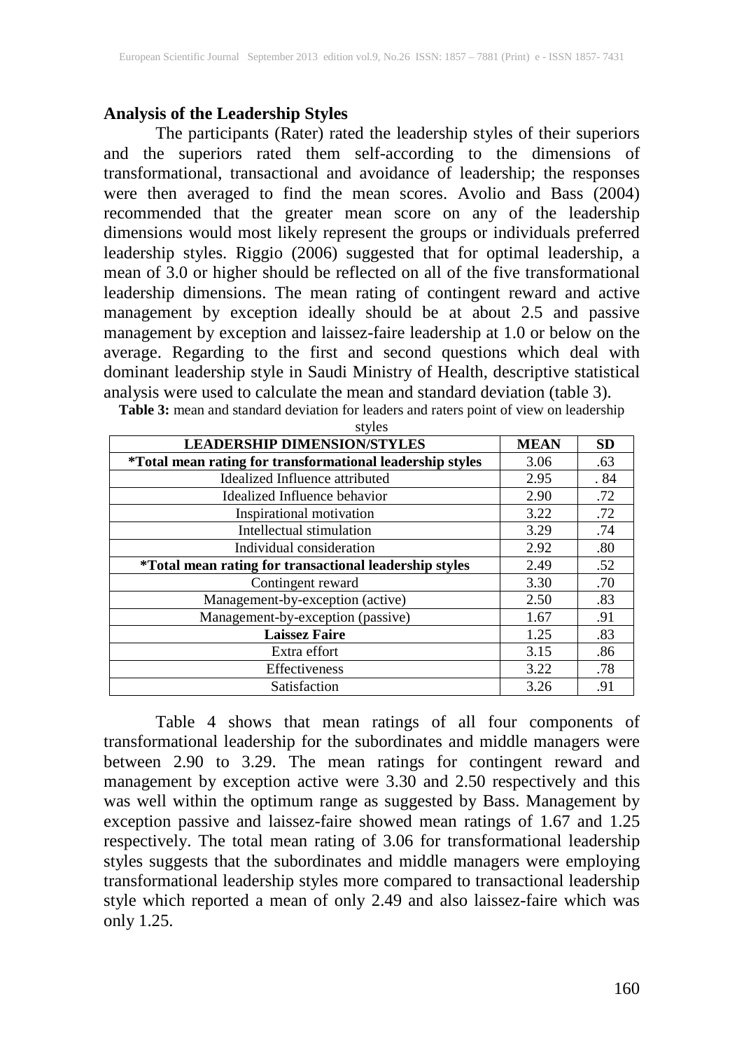### Analysis of the Leadership Styles

The participants (Rater) rated the leadership styles of their superiors and the superiors rated them self-according to the dimensions of transformational, transactional and avoidance of leadership; the responses were then averaged to find the mean scores. Avolio and Bass (2004) recommended that the greater mean score on any of the leadership dimensions would most likely represent the groups or individuals preferred leadership styles. Riggio (2006) suggested that for optimal leadership, a mean of 3.0 or higher should be reflected on all of the five transformational leadership dimensions. The mean rating of contingent reward and active management by exception ideally should be at about 2.5 and passive management by exception and laissez-faire leadership at 1.0 or below on the average. Regarding to the first and second questions which deal with dominant leadership style in Saudi Ministry of Health, descriptive statistical analysis were used to calculate the mean and standard deviation (table 3).

**Table 3:** mean and standard deviation for leaders and raters point of view on leadership styles

| LEADERSHIP DIMENSION/STYLES | MEAN | SD |
|---|---|---|
| ***Total mean rating for transformational leadership styles** | 3.06 | .63 |
| Idealized Influence attributed | 2.95 | . 84 |
| Idealized Influence behavior | 2.90 | .72 |
| Inspirational motivation | 3.22 | .72 |
| Intellectual stimulation | 3.29 | .74 |
| Individual consideration | 2.92 | .80 |
| ***Total mean rating for transactional leadership styles** | 2.49 | .52 |
| Contingent reward | 3.30 | .70 |
| Management-by-exception (active) | 2.50 | .83 |
| Management-by-exception (passive) | 1.67 | .91 |
| **Laissez Faire** | 1.25 | .83 |
| Extra effort | 3.15 | .86 |
| Effectiveness | 3.22 | .78 |
| Satisfaction | 3.26 | .91 |

Table 4 shows that mean ratings of all four components of transformational leadership for the subordinates and middle managers were between 2.90 to 3.29. The mean ratings for contingent reward and management by exception active were 3.30 and 2.50 respectively and this was well within the optimum range as suggested by Bass. Management by exception passive and laissez-faire showed mean ratings of 1.67 and 1.25 respectively. The total mean rating of 3.06 for transformational leadership styles suggests that the subordinates and middle managers were employing transformational leadership styles more compared to transactional leadership style which reported a mean of only 2.49 and also laissez-faire which was only 1.25.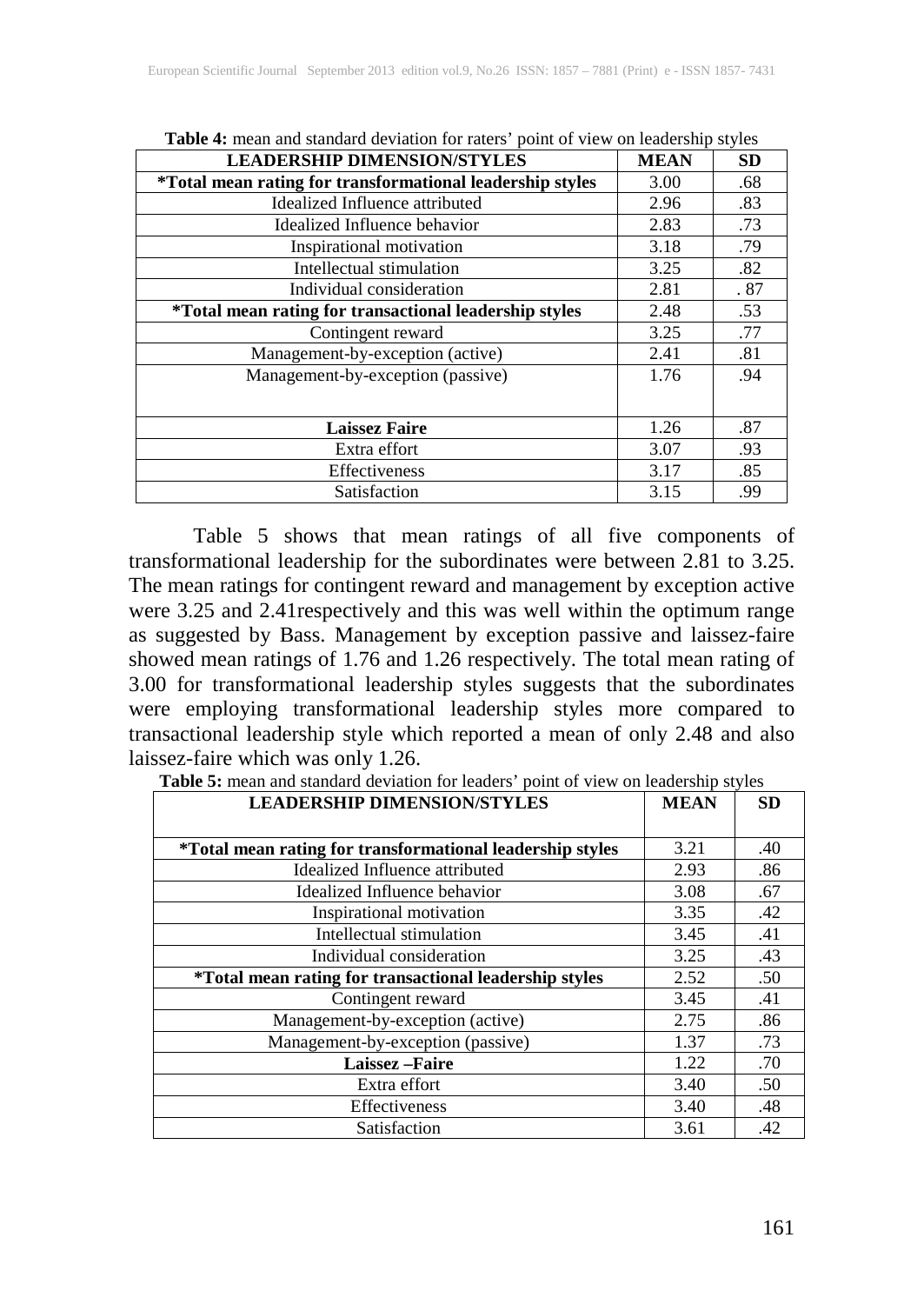**Table 4:** mean and standard deviation for raters' point of view on leadership styles

| LEADERSHIP DIMENSION/STYLES | MEAN | SD |
|---|---|---|
| ***Total mean rating for transformational leadership styles** | 3.00 | .68 |
| Idealized Influence attributed | 2.96 | .83 |
| Idealized Influence behavior | 2.83 | .73 |
| Inspirational motivation | 3.18 | .79 |
| Intellectual stimulation | 3.25 | .82 |
| Individual consideration | 2.81 | . 87 |
| ***Total mean rating for transactional leadership styles** | 2.48 | .53 |
| Contingent reward | 3.25 | .77 |
| Management-by-exception (active) | 2.41 | .81 |
| Management-by-exception (passive) | 1.76 | .94 |
| **Laissez Faire** | 1.26 | .87 |
| Extra effort | 3.07 | .93 |
| Effectiveness | 3.17 | .85 |
| Satisfaction | 3.15 | .99 |

Table 5 shows that mean ratings of all five components of transformational leadership for the subordinates were between 2.81 to 3.25. The mean ratings for contingent reward and management by exception active were 3.25 and 2.41respectively and this was well within the optimum range as suggested by Bass. Management by exception passive and laissez-faire showed mean ratings of 1.76 and 1.26 respectively. The total mean rating of 3.00 for transformational leadership styles suggests that the subordinates were employing transformational leadership styles more compared to transactional leadership style which reported a mean of only 2.48 and also laissez-faire which was only 1.26.

**Table 5:** mean and standard deviation for leaders' point of view on leadership styles

| LEADERSHIP DIMENSION/STYLES | MEAN | SD |
|---|---|---|
| ***Total mean rating for transformational leadership styles** | 3.21 | .40 |
| Idealized Influence attributed | 2.93 | .86 |
| Idealized Influence behavior | 3.08 | .67 |
| Inspirational motivation | 3.35 | .42 |
| Intellectual stimulation | 3.45 | .41 |
| Individual consideration | 3.25 | .43 |
| ***Total mean rating for transactional leadership styles** | 2.52 | .50 |
| Contingent reward | 3.45 | .41 |
| Management-by-exception (active) | 2.75 | .86 |
| Management-by-exception (passive) | 1.37 | .73 |
| **Laissez –Faire** | 1.22 | .70 |
| Extra effort | 3.40 | .50 |
| Effectiveness | 3.40 | .48 |
| Satisfaction | 3.61 | .42 |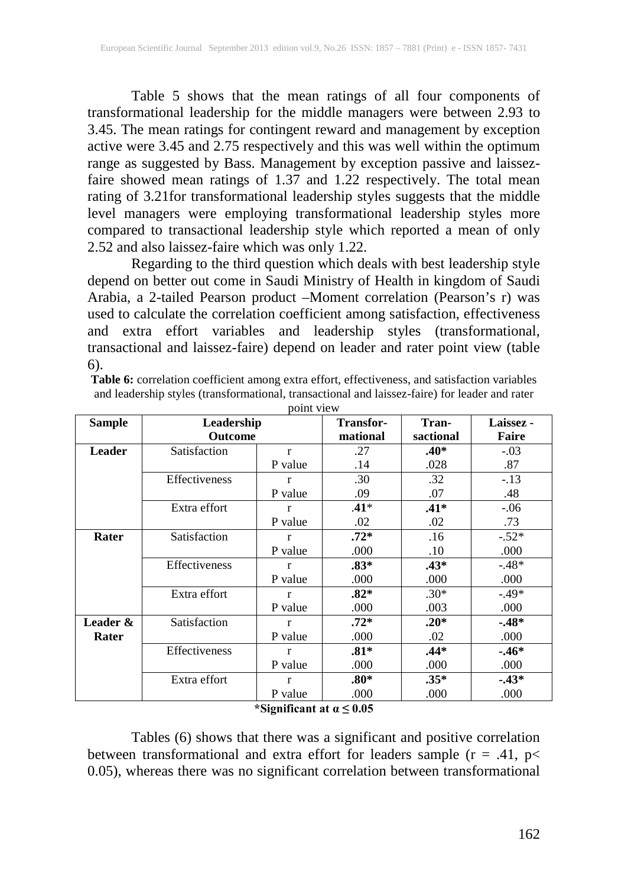Table 5 shows that the mean ratings of all four components of transformational leadership for the middle managers were between 2.93 to 3.45. The mean ratings for contingent reward and management by exception active were 3.45 and 2.75 respectively and this was well within the optimum range as suggested by Bass. Management by exception passive and laissez-faire showed mean ratings of 1.37 and 1.22 respectively. The total mean rating of 3.21for transformational leadership styles suggests that the middle level managers were employing transformational leadership styles more compared to transactional leadership style which reported a mean of only 2.52 and also laissez-faire which was only 1.22.

Regarding to the third question which deals with best leadership style depend on better out come in Saudi Ministry of Health in kingdom of Saudi Arabia, a 2-tailed Pearson product –Moment correlation (Pearson's r) was used to calculate the correlation coefficient among satisfaction, effectiveness and extra effort variables and leadership styles (transformational, transactional and laissez-faire) depend on leader and rater point view (table 6).

**Table 6:** correlation coefficient among extra effort, effectiveness, and satisfaction variables and leadership styles (transformational, transactional and laissez-faire) for leader and rater point view

| Sample | Leadership Outcome | | Transfor-mational | Tran-sactional | Laissez - Faire |
|---|---|---|---|---|---|
| **Leader** | Satisfaction | r | .27 | **.40*** | -.03 |
| | | P value | .14 | .028 | .87 |
| | Effectiveness | r | .30 | .32 | -.13 |
| | | P value | .09 | .07 | .48 |
| | Extra effort | r | **.41*** | **.41*** | -.06 |
| | | P value | .02 | .02 | .73 |
| **Rater** | Satisfaction | r | **.72*** | .16 | -.52* |
| | | P value | .000 | .10 | .000 |
| | Effectiveness | r | **.83*** | **.43*** | -.48* |
| | | P value | .000 | .000 | .000 |
| | Extra effort | r | **.82*** | .30* | -.49* |
| | | P value | .000 | .003 | .000 |
| **Leader & Rater** | Satisfaction | r | **.72*** | **.20*** | **-.48*** |
| | | P value | .000 | .02 | .000 |
| | Effectiveness | r | **.81*** | **.44*** | **-.46*** |
| | | P value | .000 | .000 | .000 |
| | Extra effort | r | **.80*** | **.35*** | **-.43*** |
| | | P value | .000 | .000 | .000 |

**\*Significant at $\alpha \leq 0.05$**

Tables (6) shows that there was a significant and positive correlation between transformational and extra effort for leaders sample ($r = .41$, $p < 0.05$), whereas there was no significant correlation between transformational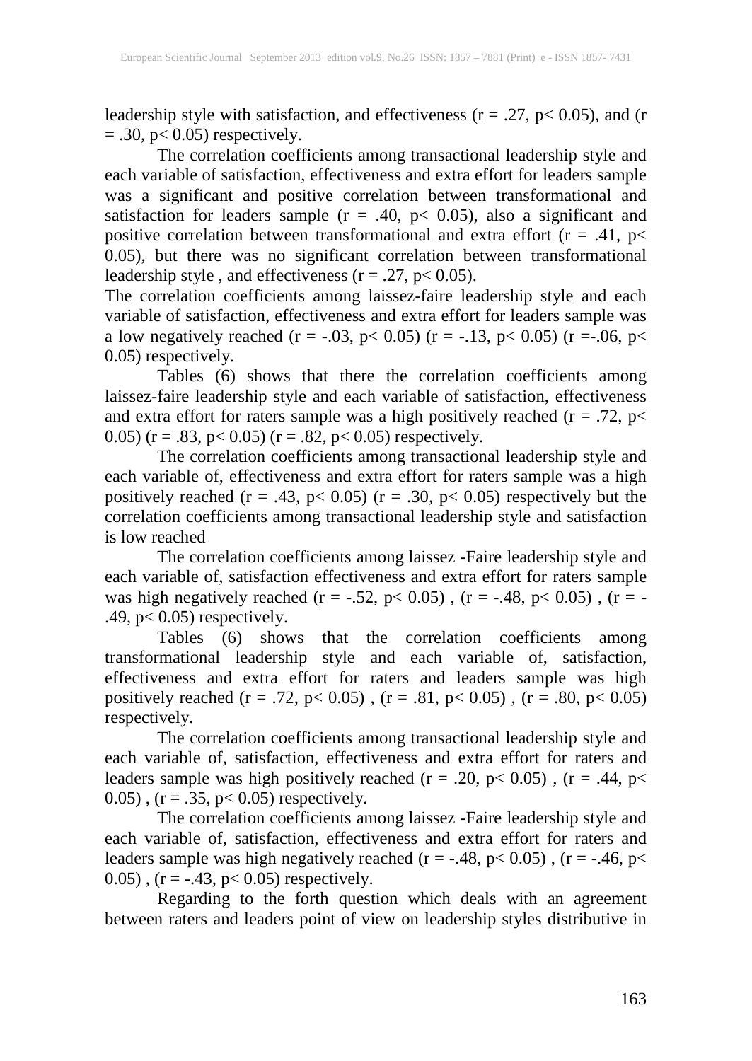leadership style with satisfaction, and effectiveness ($r = .27$, $p < 0.05$), and ($r = .30$, $p < 0.05$) respectively.

The correlation coefficients among transactional leadership style and each variable of satisfaction, effectiveness and extra effort for leaders sample was a significant and positive correlation between transformational and satisfaction for leaders sample ($r = .40$, $p < 0.05$), also a significant and positive correlation between transformational and extra effort ($r = .41$, $p < 0.05$), but there was no significant correlation between transformational leadership style , and effectiveness ($r = .27$, $p < 0.05$).

The correlation coefficients among laissez-faire leadership style and each variable of satisfaction, effectiveness and extra effort for leaders sample was a low negatively reached ($r = -.03$, $p < 0.05$) ($r = -.13$, $p < 0.05$) ($r = -.06$, $p < 0.05$) respectively.

Tables (6) shows that there the correlation coefficients among laissez-faire leadership style and each variable of satisfaction, effectiveness and extra effort for raters sample was a high positively reached ($r = .72$, $p < 0.05$) ($r = .83$, $p < 0.05$) ($r = .82$, $p < 0.05$) respectively.

The correlation coefficients among transactional leadership style and each variable of, effectiveness and extra effort for raters sample was a high positively reached ($r = .43$, $p < 0.05$) ($r = .30$, $p < 0.05$) respectively but the correlation coefficients among transactional leadership style and satisfaction is low reached

The correlation coefficients among laissez -Faire leadership style and each variable of, satisfaction effectiveness and extra effort for raters sample was high negatively reached ($r = -.52$, $p < 0.05$) , ($r = -.48$, $p < 0.05$) , ($r = -.49$, $p < 0.05$) respectively.

Tables (6) shows that the correlation coefficients among transformational leadership style and each variable of, satisfaction, effectiveness and extra effort for raters and leaders sample was high positively reached ($r = .72$, $p < 0.05$) , ($r = .81$, $p < 0.05$) , ($r = .80$, $p < 0.05$) respectively.

The correlation coefficients among transactional leadership style and each variable of, satisfaction, effectiveness and extra effort for raters and leaders sample was high positively reached ($r = .20$, $p < 0.05$) , ($r = .44$, $p < 0.05$) , ($r = .35$, $p < 0.05$) respectively.

The correlation coefficients among laissez -Faire leadership style and each variable of, satisfaction, effectiveness and extra effort for raters and leaders sample was high negatively reached ($r = -.48$, $p < 0.05$) , ($r = -.46$, $p < 0.05$) , ($r = -.43$, $p < 0.05$) respectively.

Regarding to the forth question which deals with an agreement between raters and leaders point of view on leadership styles distributive in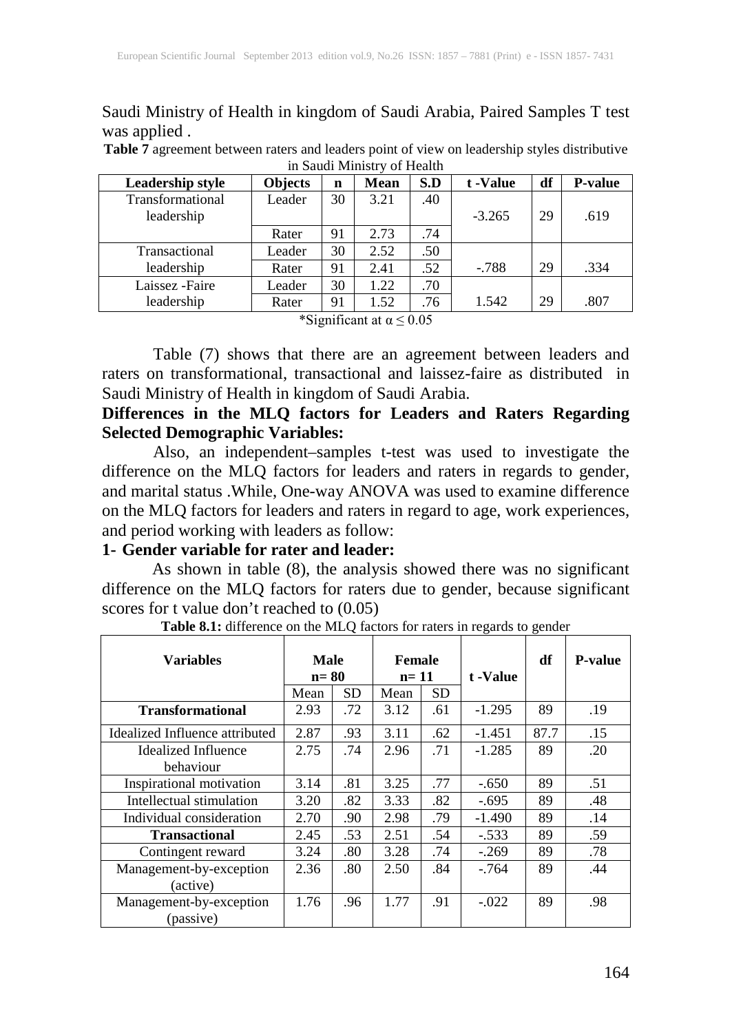Saudi Ministry of Health in kingdom of Saudi Arabia, Paired Samples T test was applied .

**Table 7** agreement between raters and leaders point of view on leadership styles distributive in Saudi Ministry of Health

| Leadership style | Objects | n | Mean | S.D | t -Value | df | P-value |
|---|---|---|---|---|---|---|---|
| Transformational leadership | Leader | 30 | 3.21 | .40 | -3.265 | 29 | .619 |
| | Rater | 91 | 2.73 | .74 | | | |
| Transactional leadership | Leader | 30 | 2.52 | .50 | -.788 | 29 | .334 |
| | Rater | 91 | 2.41 | .52 | | | |
| Laissez -Faire leadership | Leader | 30 | 1.22 | .70 | 1.542 | 29 | .807 |
| | Rater | 91 | 1.52 | .76 | | | |

*Significant at $\alpha \leq 0.05$

Table (7) shows that there are an agreement between leaders and raters on transformational, transactional and laissez-faire as distributed in Saudi Ministry of Health in kingdom of Saudi Arabia.

**Differences in the MLQ factors for Leaders and Raters Regarding Selected Demographic Variables:**

Also, an independent–samples t-test was used to investigate the difference on the MLQ factors for leaders and raters in regards to gender, and marital status .While, One-way ANOVA was used to examine difference on the MLQ factors for leaders and raters in regard to age, work experiences, and period working with leaders as follow:

**1- Gender variable for rater and leader:**

As shown in table (8), the analysis showed there was no significant difference on the MLQ factors for raters due to gender, because significant scores for t value don't reached to (0.05)

**Table 8.1:** difference on the MLQ factors for raters in regards to gender

| Variables | Male n= 80 | | Female n= 11 | | t -Value | df | P-value |
|---|---|---|---|---|---|---|---|
| | Mean | SD | Mean | SD | | | |
| **Transformational** | 2.93 | .72 | 3.12 | .61 | -1.295 | 89 | .19 |
| Idealized Influence attributed | 2.87 | .93 | 3.11 | .62 | -1.451 | 87.7 | .15 |
| Idealized Influence behaviour | 2.75 | .74 | 2.96 | .71 | -1.285 | 89 | .20 |
| Inspirational motivation | 3.14 | .81 | 3.25 | .77 | -.650 | 89 | .51 |
| Intellectual stimulation | 3.20 | .82 | 3.33 | .82 | -.695 | 89 | .48 |
| Individual consideration | 2.70 | .90 | 2.98 | .79 | -1.490 | 89 | .14 |
| **Transactional** | 2.45 | .53 | 2.51 | .54 | -.533 | 89 | .59 |
| Contingent reward | 3.24 | .80 | 3.28 | .74 | -.269 | 89 | .78 |
| Management-by-exception (active) | 2.36 | .80 | 2.50 | .84 | -.764 | 89 | .44 |
| Management-by-exception (passive) | 1.76 | .96 | 1.77 | .91 | -.022 | 89 | .98 |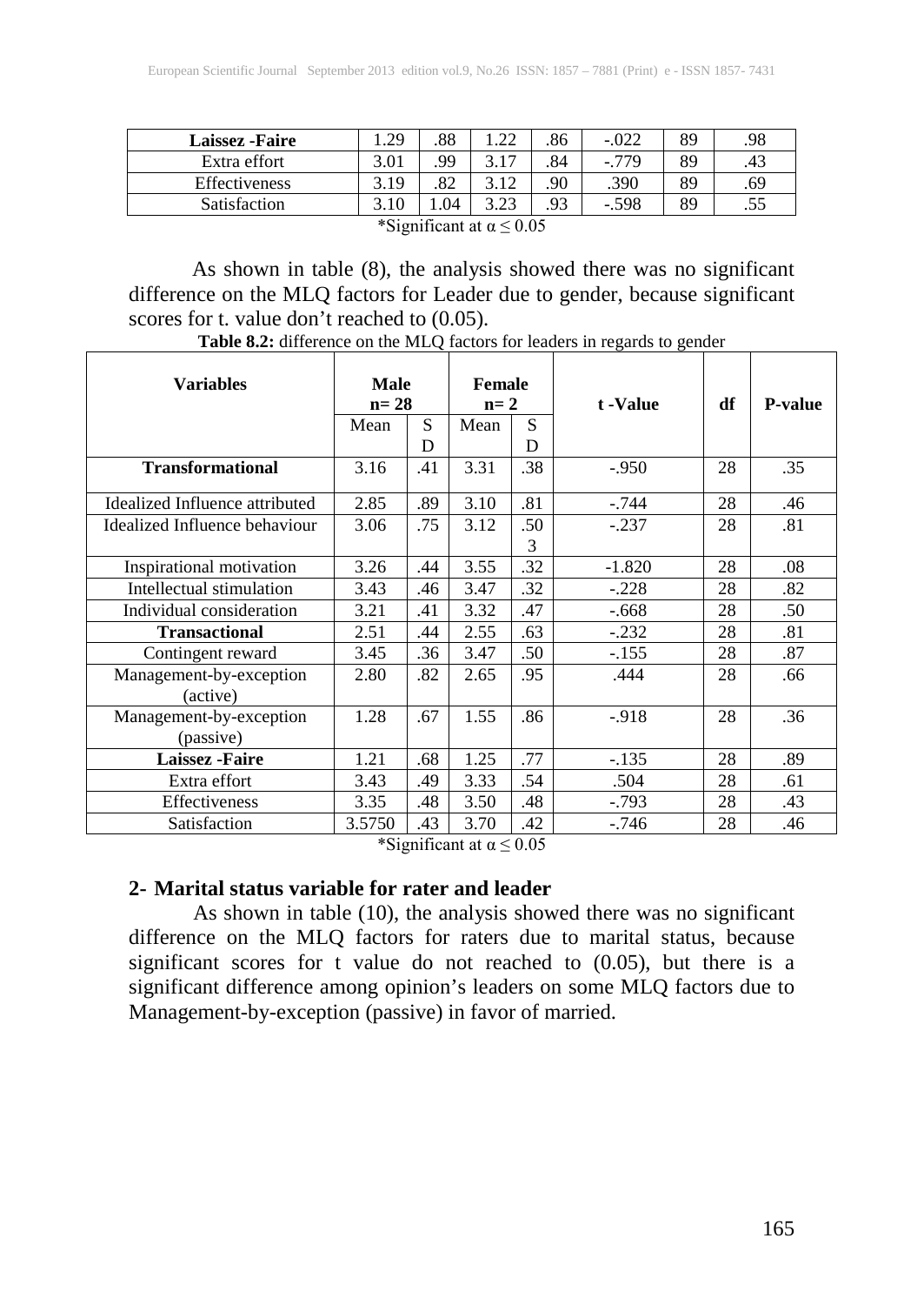| Laissez -Faire | 1.29 | .88 | 1.22 | .86 | -.022 | 89 | .98 |
|---|---|---|---|---|---|---|---|
| Extra effort | 3.01 | .99 | 3.17 | .84 | -.779 | 89 | .43 |
| Effectiveness | 3.19 | .82 | 3.12 | .90 | .390 | 89 | .69 |
| Satisfaction | 3.10 | 1.04 | 3.23 | .93 | -.598 | 89 | .55 |

*Significant at $\alpha \leq 0.05$

As shown in table (8), the analysis showed there was no significant difference on the MLQ factors for Leader due to gender, because significant scores for t. value don't reached to (0.05).

**Table 8.2:** difference on the MLQ factors for leaders in regards to gender

| Variables | Male n= 28 | | Female n= 2 | | t -Value | df | P-value |
|---|---|---|---|---|---|---|---|
| | Mean | SD | Mean | SD | | | |
| **Transformational** | 3.16 | .41 | 3.31 | .38 | -.950 | 28 | .35 |
| Idealized Influence attributed | 2.85 | .89 | 3.10 | .81 | -.744 | 28 | .46 |
| Idealized Influence behaviour | 3.06 | .75 | 3.12 | .503 | -.237 | 28 | .81 |
| Inspirational motivation | 3.26 | .44 | 3.55 | .32 | -1.820 | 28 | .08 |
| Intellectual stimulation | 3.43 | .46 | 3.47 | .32 | -.228 | 28 | .82 |
| Individual consideration | 3.21 | .41 | 3.32 | .47 | -.668 | 28 | .50 |
| **Transactional** | 2.51 | .44 | 2.55 | .63 | -.232 | 28 | .81 |
| Contingent reward | 3.45 | .36 | 3.47 | .50 | -.155 | 28 | .87 |
| Management-by-exception (active) | 2.80 | .82 | 2.65 | .95 | .444 | 28 | .66 |
| Management-by-exception (passive) | 1.28 | .67 | 1.55 | .86 | -.918 | 28 | .36 |
| **Laissez -Faire** | 1.21 | .68 | 1.25 | .77 | -.135 | 28 | .89 |
| Extra effort | 3.43 | .49 | 3.33 | .54 | .504 | 28 | .61 |
| Effectiveness | 3.35 | .48 | 3.50 | .48 | -.793 | 28 | .43 |
| Satisfaction | 3.5750 | .43 | 3.70 | .42 | -.746 | 28 | .46 |

*Significant at $\alpha \leq 0.05$

**2- Marital status variable for rater and leader**

As shown in table (10), the analysis showed there was no significant difference on the MLQ factors for raters due to marital status, because significant scores for t value do not reached to (0.05), but there is a significant difference among opinion's leaders on some MLQ factors due to Management-by-exception (passive) in favor of married.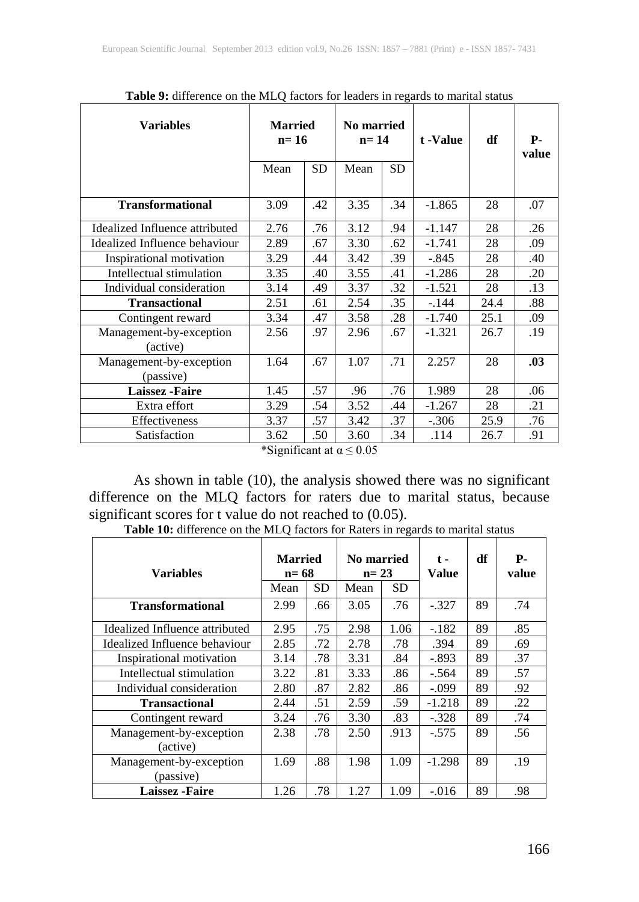**Table 9:** difference on the MLQ factors for leaders in regards to marital status

| Variables | Married n= 16 | | No married n= 14 | | t -Value | df | P-value |
|---|---|---|---|---|---|---|---|
| | Mean | SD | Mean | SD | | | |
| **Transformational** | 3.09 | .42 | 3.35 | .34 | -1.865 | 28 | .07 |
| Idealized Influence attributed | 2.76 | .76 | 3.12 | .94 | -1.147 | 28 | .26 |
| Idealized Influence behaviour | 2.89 | .67 | 3.30 | .62 | -1.741 | 28 | .09 |
| Inspirational motivation | 3.29 | .44 | 3.42 | .39 | -.845 | 28 | .40 |
| Intellectual stimulation | 3.35 | .40 | 3.55 | .41 | -1.286 | 28 | .20 |
| Individual consideration | 3.14 | .49 | 3.37 | .32 | -1.521 | 28 | .13 |
| **Transactional** | 2.51 | .61 | 2.54 | .35 | -.144 | 24.4 | .88 |
| Contingent reward | 3.34 | .47 | 3.58 | .28 | -1.740 | 25.1 | .09 |
| Management-by-exception (active) | 2.56 | .97 | 2.96 | .67 | -1.321 | 26.7 | .19 |
| Management-by-exception (passive) | 1.64 | .67 | 1.07 | .71 | 2.257 | 28 | **.03** |
| **Laissez -Faire** | 1.45 | .57 | .96 | .76 | 1.989 | 28 | .06 |
| Extra effort | 3.29 | .54 | 3.52 | .44 | -1.267 | 28 | .21 |
| Effectiveness | 3.37 | .57 | 3.42 | .37 | -.306 | 25.9 | .76 |
| Satisfaction | 3.62 | .50 | 3.60 | .34 | .114 | 26.7 | .91 |

*Significant at $\alpha \leq 0.05$

As shown in table (10), the analysis showed there was no significant difference on the MLQ factors for raters due to marital status, because significant scores for t value do not reached to (0.05).

**Table 10:** difference on the MLQ factors for Raters in regards to marital status

| Variables | Married n= 68 | | No married n= 23 | | t - Value | df | P-value |
|---|---|---|---|---|---|---|---|
| | Mean | SD | Mean | SD | | | |
| **Transformational** | 2.99 | .66 | 3.05 | .76 | -.327 | 89 | .74 |
| Idealized Influence attributed | 2.95 | .75 | 2.98 | 1.06 | -.182 | 89 | .85 |
| Idealized Influence behaviour | 2.85 | .72 | 2.78 | .78 | .394 | 89 | .69 |
| Inspirational motivation | 3.14 | .78 | 3.31 | .84 | -.893 | 89 | .37 |
| Intellectual stimulation | 3.22 | .81 | 3.33 | .86 | -.564 | 89 | .57 |
| Individual consideration | 2.80 | .87 | 2.82 | .86 | -.099 | 89 | .92 |
| **Transactional** | 2.44 | .51 | 2.59 | .59 | -1.218 | 89 | .22 |
| Contingent reward | 3.24 | .76 | 3.30 | .83 | -.328 | 89 | .74 |
| Management-by-exception (active) | 2.38 | .78 | 2.50 | .913 | -.575 | 89 | .56 |
| Management-by-exception (passive) | 1.69 | .88 | 1.98 | 1.09 | -1.298 | 89 | .19 |
| **Laissez -Faire** | 1.26 | .78 | 1.27 | 1.09 | -.016 | 89 | .98 |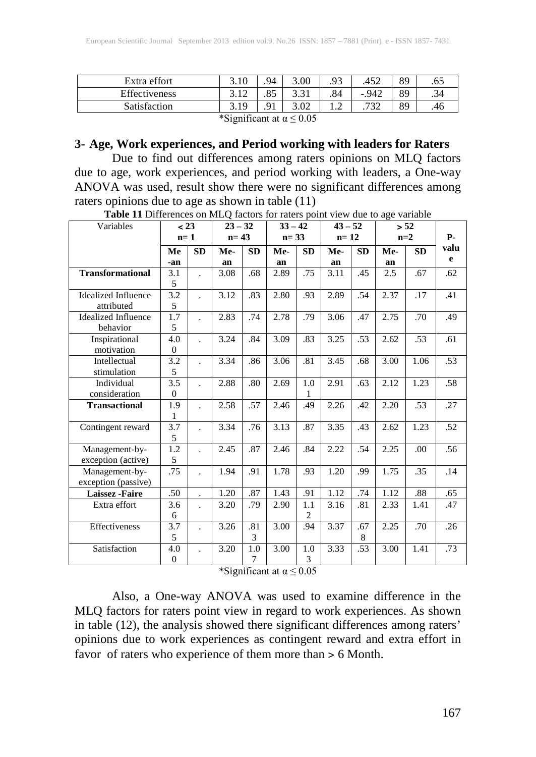| Extra effort | 3.10 | .94 | 3.00 | .93 | .452 | 89 | .65 |
|---|---|---|---|---|---|---|---|
| Effectiveness | 3.12 | .85 | 3.31 | .84 | -.942 | 89 | .34 |
| Satisfaction | 3.19 | .91 | 3.02 | 1.2 | .732 | 89 | .46 |

*Significant at $\alpha \leq 0.05$

### 3- Age, Work experiences, and Period working with leaders for Raters

Due to find out differences among raters opinions on MLQ factors due to age, work experiences, and period working with leaders, a One-way ANOVA was used, result show there were no significant differences among raters opinions due to age as shown in table (11)

**Table 11** Differences on MLQ factors for raters point view due to age variable

| Variables | < 23 n= 1 | | 23 – 32 n= 43 | | 33 – 42 n= 33 | | 43 – 52 n= 12 | | > 52 n=2 | | P-value |
|---|---|---|---|---|---|---|---|---|---|---|---|
| | Mean | SD | Mean | SD | Mean | SD | Mean | SD | Mean | SD | |
| **Transformational** | 3.15 | . | 3.08 | .68 | 2.89 | .75 | 3.11 | .45 | 2.5 | .67 | .62 |
| Idealized Influence attributed | 3.25 | . | 3.12 | .83 | 2.80 | .93 | 2.89 | .54 | 2.37 | .17 | .41 |
| Idealized Influence behavior | 1.75 | . | 2.83 | .74 | 2.78 | .79 | 3.06 | .47 | 2.75 | .70 | .49 |
| Inspirational motivation | 4.00 | . | 3.24 | .84 | 3.09 | .83 | 3.25 | .53 | 2.62 | .53 | .61 |
| Intellectual stimulation | 3.25 | . | 3.34 | .86 | 3.06 | .81 | 3.45 | .68 | 3.00 | 1.06 | .53 |
| Individual consideration | 3.50 | . | 2.88 | .80 | 2.69 | 1.01 | 2.91 | .63 | 2.12 | 1.23 | .58 |
| **Transactional** | 1.91 | . | 2.58 | .57 | 2.46 | .49 | 2.26 | .42 | 2.20 | .53 | .27 |
| Contingent reward | 3.75 | . | 3.34 | .76 | 3.13 | .87 | 3.35 | .43 | 2.62 | 1.23 | .52 |
| Management-by-exception (active) | 1.25 | . | 2.45 | .87 | 2.46 | .84 | 2.22 | .54 | 2.25 | .00 | .56 |
| Management-by-exception (passive) | .75 | . | 1.94 | .91 | 1.78 | .93 | 1.20 | .99 | 1.75 | .35 | .14 |
| **Laissez -Faire** | .50 | . | 1.20 | .87 | 1.43 | .91 | 1.12 | .74 | 1.12 | .88 | .65 |
| Extra effort | 3.66 | . | 3.20 | .79 | 2.90 | 1.12 | 3.16 | .81 | 2.33 | 1.41 | .47 |
| Effectiveness | 3.75 | . | 3.26 | .813 | 3.00 | .94 | 3.37 | .678 | 2.25 | .70 | .26 |
| Satisfaction | 4.00 | . | 3.20 | 1.07 | 3.00 | 1.03 | 3.33 | .53 | 3.00 | 1.41 | .73 |

*Significant at $\alpha \leq 0.05$

Also, a One-way ANOVA was used to examine difference in the MLQ factors for raters point view in regard to work experiences. As shown in table (12), the analysis showed there significant differences among raters' opinions due to work experiences as contingent reward and extra effort in favor of raters who experience of them more than > 6 Month.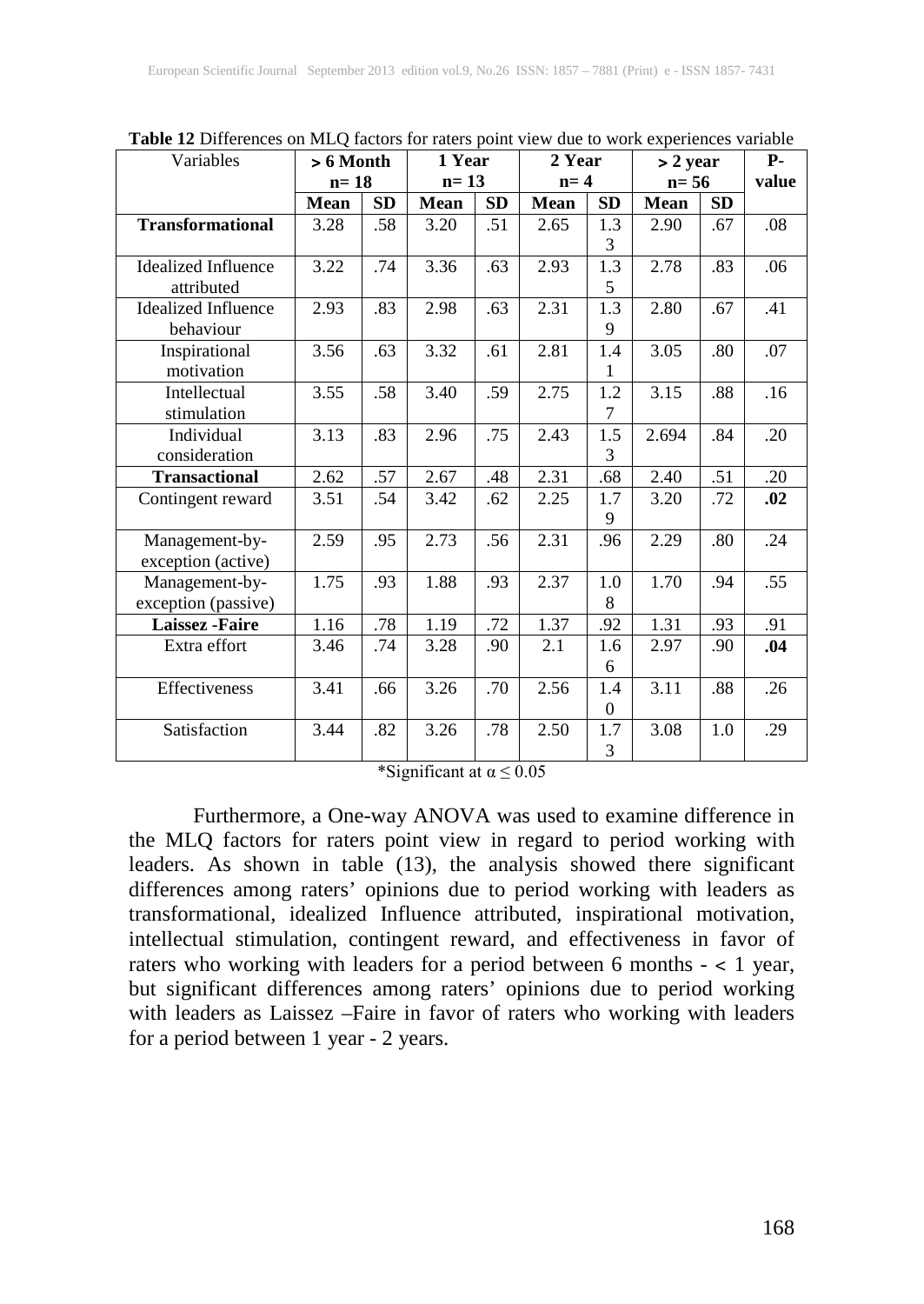**Table 12** Differences on MLQ factors for raters point view due to work experiences variable

| Variables | > 6 Month n= 18 | | 1 Year n= 13 | | 2 Year n= 4 | | > 2 year n= 56 | | P-value |
|---|---|---|---|---|---|---|---|---|---|
| | **Mean** | **SD** | **Mean** | **SD** | **Mean** | **SD** | **Mean** | **SD** | |
| **Transformational** | 3.28 | .58 | 3.20 | .51 | 2.65 | 1.33 | 2.90 | .67 | .08 |
| Idealized Influence attributed | 3.22 | .74 | 3.36 | .63 | 2.93 | 1.35 | 2.78 | .83 | .06 |
| Idealized Influence behaviour | 2.93 | .83 | 2.98 | .63 | 2.31 | 1.39 | 2.80 | .67 | .41 |
| Inspirational motivation | 3.56 | .63 | 3.32 | .61 | 2.81 | 1.41 | 3.05 | .80 | .07 |
| Intellectual stimulation | 3.55 | .58 | 3.40 | .59 | 2.75 | 1.27 | 3.15 | .88 | .16 |
| Individual consideration | 3.13 | .83 | 2.96 | .75 | 2.43 | 1.53 | 2.694 | .84 | .20 |
| **Transactional** | 2.62 | .57 | 2.67 | .48 | 2.31 | .68 | 2.40 | .51 | .20 |
| Contingent reward | 3.51 | .54 | 3.42 | .62 | 2.25 | 1.79 | 3.20 | .72 | **.02** |
| Management-by-exception (active) | 2.59 | .95 | 2.73 | .56 | 2.31 | .96 | 2.29 | .80 | .24 |
| Management-by-exception (passive) | 1.75 | .93 | 1.88 | .93 | 2.37 | 1.08 | 1.70 | .94 | .55 |
| **Laissez -Faire** | 1.16 | .78 | 1.19 | .72 | 1.37 | .92 | 1.31 | .93 | .91 |
| Extra effort | 3.46 | .74 | 3.28 | .90 | 2.1 | 1.66 | 2.97 | .90 | **.04** |
| Effectiveness | 3.41 | .66 | 3.26 | .70 | 2.56 | 1.40 | 3.11 | .88 | .26 |
| Satisfaction | 3.44 | .82 | 3.26 | .78 | 2.50 | 1.73 | 3.08 | 1.0 | .29 |

*Significant at $\alpha \leq 0.05$

Furthermore, a One-way ANOVA was used to examine difference in the MLQ factors for raters point view in regard to period working with leaders. As shown in table (13), the analysis showed there significant differences among raters' opinions due to period working with leaders as transformational, idealized Influence attributed, inspirational motivation, intellectual stimulation, contingent reward, and effectiveness in favor of raters who working with leaders for a period between 6 months - < 1 year, but significant differences among raters' opinions due to period working with leaders as Laissez –Faire in favor of raters who working with leaders for a period between 1 year - 2 years.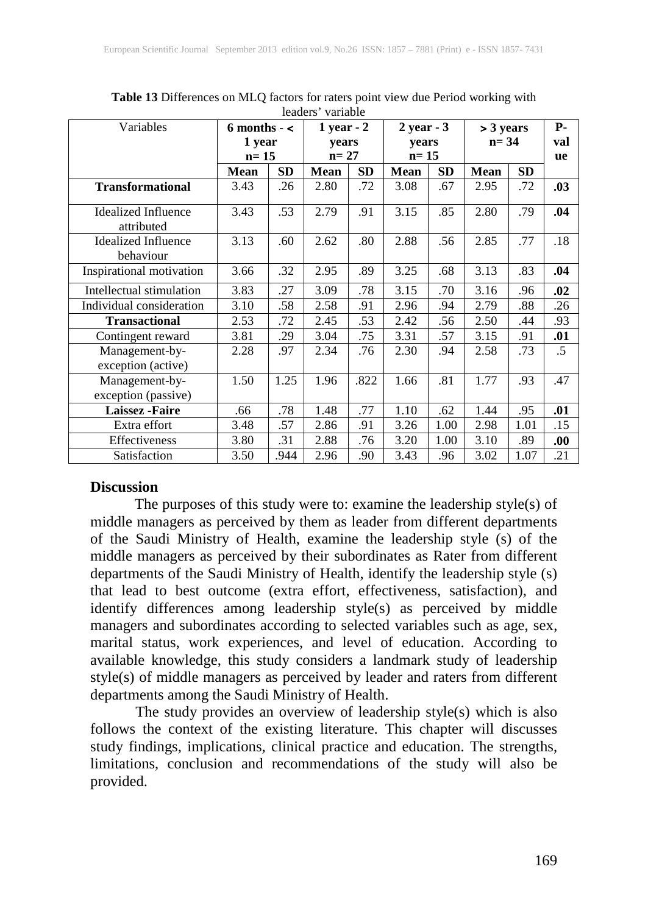**Table 13** Differences on MLQ factors for raters point view due Period working with leaders' variable

| Variables | 6 months - < 1 year n= 15 | | 1 year - 2 years n= 27 | | 2 year - 3 years n= 15 | | > 3 years n= 34 | | P-value |
|---|---|---|---|---|---|---|---|---|---|
| | Mean | SD | Mean | SD | Mean | SD | Mean | SD | |
| **Transformational** | 3.43 | .26 | 2.80 | .72 | 3.08 | .67 | 2.95 | .72 | **.03** |
| Idealized Influence attributed | 3.43 | .53 | 2.79 | .91 | 3.15 | .85 | 2.80 | .79 | **.04** |
| Idealized Influence behaviour | 3.13 | .60 | 2.62 | .80 | 2.88 | .56 | 2.85 | .77 | .18 |
| Inspirational motivation | 3.66 | .32 | 2.95 | .89 | 3.25 | .68 | 3.13 | .83 | **.04** |
| Intellectual stimulation | 3.83 | .27 | 3.09 | .78 | 3.15 | .70 | 3.16 | .96 | **.02** |
| Individual consideration | 3.10 | .58 | 2.58 | .91 | 2.96 | .94 | 2.79 | .88 | .26 |
| **Transactional** | 2.53 | .72 | 2.45 | .53 | 2.42 | .56 | 2.50 | .44 | .93 |
| Contingent reward | 3.81 | .29 | 3.04 | .75 | 3.31 | .57 | 3.15 | .91 | **.01** |
| Management-by-exception (active) | 2.28 | .97 | 2.34 | .76 | 2.30 | .94 | 2.58 | .73 | .5 |
| Management-by-exception (passive) | 1.50 | 1.25 | 1.96 | .822 | 1.66 | .81 | 1.77 | .93 | .47 |
| **Laissez -Faire** | .66 | .78 | 1.48 | .77 | 1.10 | .62 | 1.44 | .95 | **.01** |
| Extra effort | 3.48 | .57 | 2.86 | .91 | 3.26 | 1.00 | 2.98 | 1.01 | .15 |
| Effectiveness | 3.80 | .31 | 2.88 | .76 | 3.20 | 1.00 | 3.10 | .89 | **.00** |
| Satisfaction | 3.50 | .944 | 2.96 | .90 | 3.43 | .96 | 3.02 | 1.07 | .21 |

## Discussion

The purposes of this study were to: examine the leadership style(s) of middle managers as perceived by them as leader from different departments of the Saudi Ministry of Health, examine the leadership style (s) of the middle managers as perceived by their subordinates as Rater from different departments of the Saudi Ministry of Health, identify the leadership style (s) that lead to best outcome (extra effort, effectiveness, satisfaction), and identify differences among leadership style(s) as perceived by middle managers and subordinates according to selected variables such as age, sex, marital status, work experiences, and level of education. According to available knowledge, this study considers a landmark study of leadership style(s) of middle managers as perceived by leader and raters from different departments among the Saudi Ministry of Health.

The study provides an overview of leadership style(s) which is also follows the context of the existing literature. This chapter will discusses study findings, implications, clinical practice and education. The strengths, limitations, conclusion and recommendations of the study will also be provided.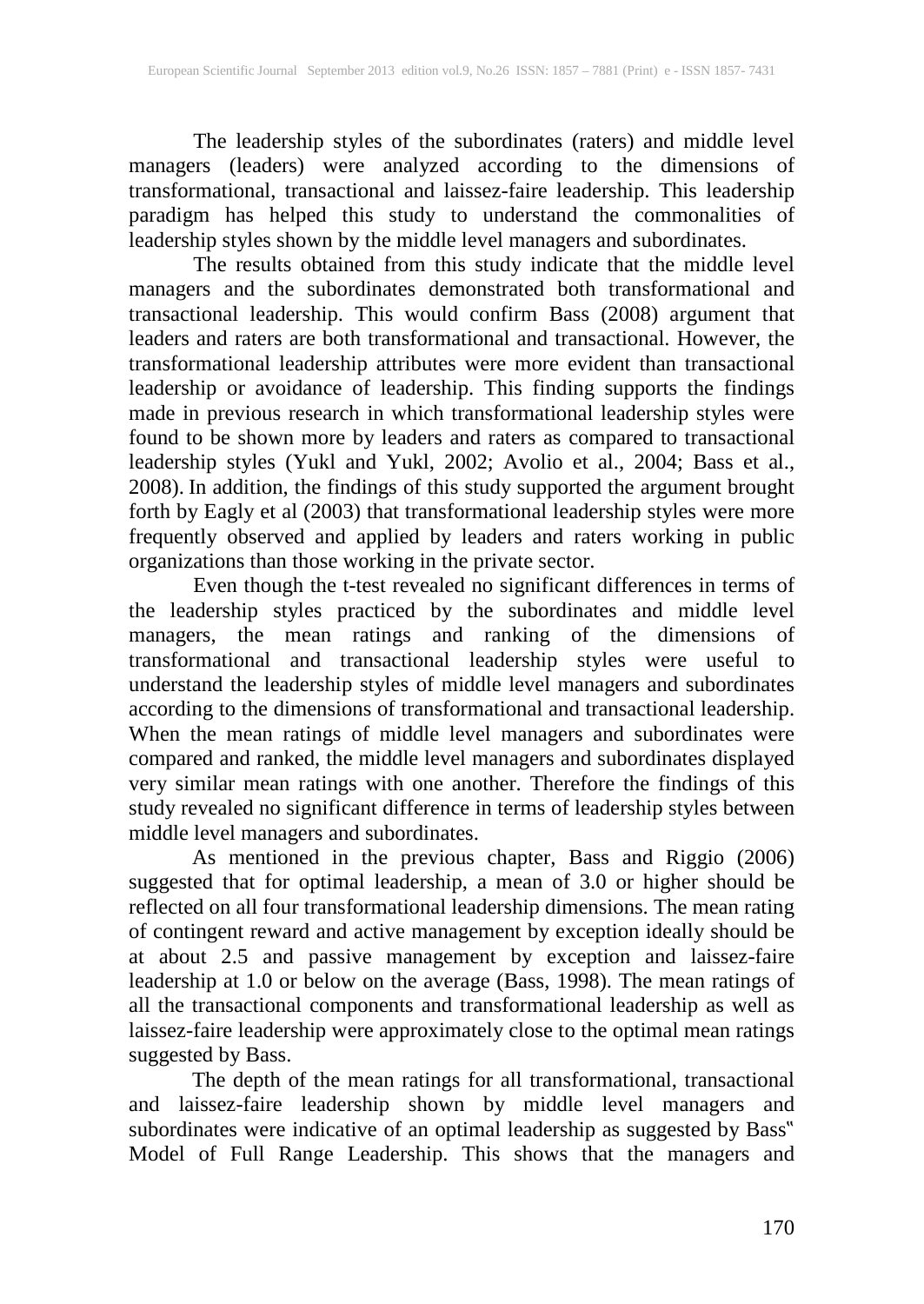The leadership styles of the subordinates (raters) and middle level managers (leaders) were analyzed according to the dimensions of transformational, transactional and laissez-faire leadership. This leadership paradigm has helped this study to understand the commonalities of leadership styles shown by the middle level managers and subordinates.

The results obtained from this study indicate that the middle level managers and the subordinates demonstrated both transformational and transactional leadership. This would confirm Bass (2008) argument that leaders and raters are both transformational and transactional. However, the transformational leadership attributes were more evident than transactional leadership or avoidance of leadership. This finding supports the findings made in previous research in which transformational leadership styles were found to be shown more by leaders and raters as compared to transactional leadership styles (Yukl and Yukl, 2002; Avolio et al., 2004; Bass et al., 2008). In addition, the findings of this study supported the argument brought forth by Eagly et al (2003) that transformational leadership styles were more frequently observed and applied by leaders and raters working in public organizations than those working in the private sector.

Even though the t-test revealed no significant differences in terms of the leadership styles practiced by the subordinates and middle level managers, the mean ratings and ranking of the dimensions of transformational and transactional leadership styles were useful to understand the leadership styles of middle level managers and subordinates according to the dimensions of transformational and transactional leadership. When the mean ratings of middle level managers and subordinates were compared and ranked, the middle level managers and subordinates displayed very similar mean ratings with one another. Therefore the findings of this study revealed no significant difference in terms of leadership styles between middle level managers and subordinates.

As mentioned in the previous chapter, Bass and Riggio (2006) suggested that for optimal leadership, a mean of 3.0 or higher should be reflected on all four transformational leadership dimensions. The mean rating of contingent reward and active management by exception ideally should be at about 2.5 and passive management by exception and laissez-faire leadership at 1.0 or below on the average (Bass, 1998). The mean ratings of all the transactional components and transformational leadership as well as laissez-faire leadership were approximately close to the optimal mean ratings suggested by Bass.

The depth of the mean ratings for all transformational, transactional and laissez-faire leadership shown by middle level managers and subordinates were indicative of an optimal leadership as suggested by Bass‟ Model of Full Range Leadership. This shows that the managers and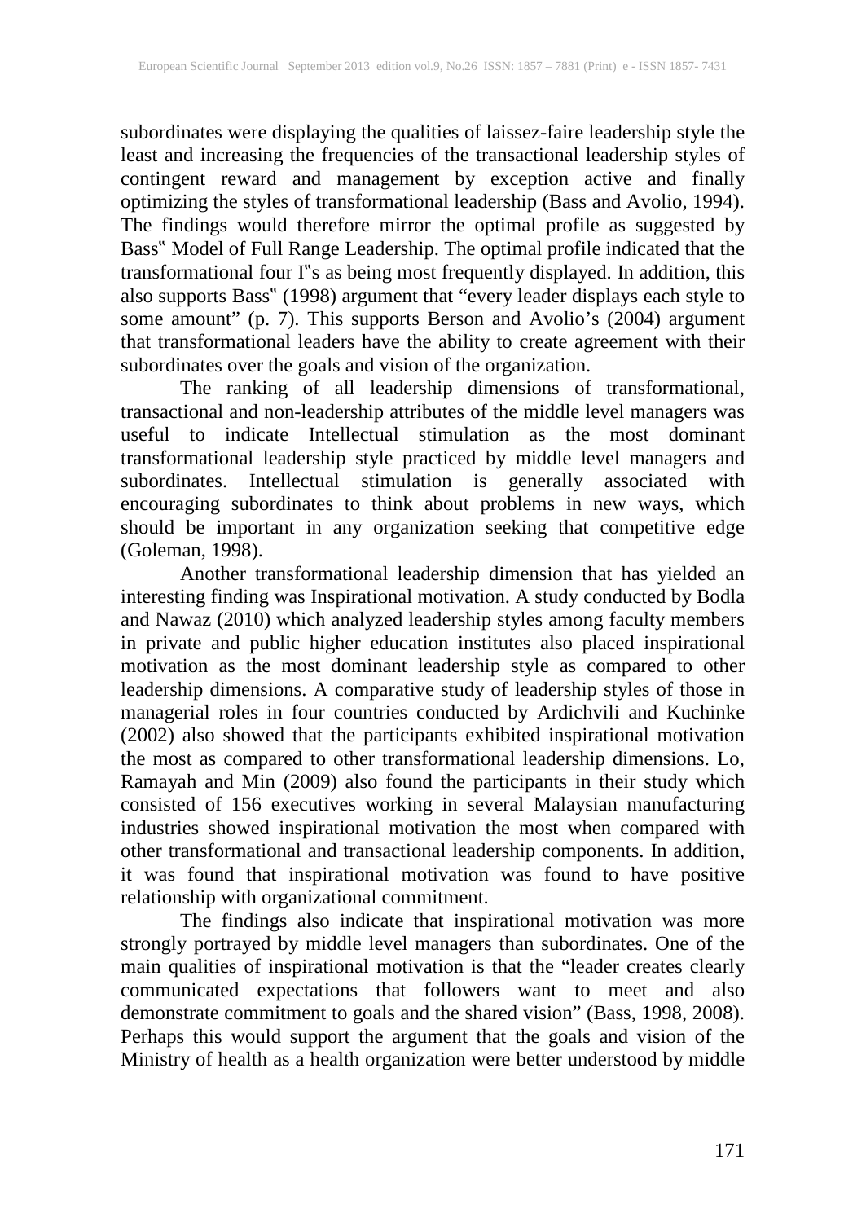subordinates were displaying the qualities of laissez-faire leadership style the least and increasing the frequencies of the transactional leadership styles of contingent reward and management by exception active and finally optimizing the styles of transformational leadership (Bass and Avolio, 1994). The findings would therefore mirror the optimal profile as suggested by Bass‟ Model of Full Range Leadership. The optimal profile indicated that the transformational four I‟s as being most frequently displayed. In addition, this also supports Bass‟ (1998) argument that "every leader displays each style to some amount" (p. 7). This supports Berson and Avolio's (2004) argument that transformational leaders have the ability to create agreement with their subordinates over the goals and vision of the organization.

The ranking of all leadership dimensions of transformational, transactional and non-leadership attributes of the middle level managers was useful to indicate Intellectual stimulation as the most dominant transformational leadership style practiced by middle level managers and subordinates. Intellectual stimulation is generally associated with encouraging subordinates to think about problems in new ways, which should be important in any organization seeking that competitive edge (Goleman, 1998).

Another transformational leadership dimension that has yielded an interesting finding was Inspirational motivation. A study conducted by Bodla and Nawaz (2010) which analyzed leadership styles among faculty members in private and public higher education institutes also placed inspirational motivation as the most dominant leadership style as compared to other leadership dimensions. A comparative study of leadership styles of those in managerial roles in four countries conducted by Ardichvili and Kuchinke (2002) also showed that the participants exhibited inspirational motivation the most as compared to other transformational leadership dimensions. Lo, Ramayah and Min (2009) also found the participants in their study which consisted of 156 executives working in several Malaysian manufacturing industries showed inspirational motivation the most when compared with other transformational and transactional leadership components. In addition, it was found that inspirational motivation was found to have positive relationship with organizational commitment.

The findings also indicate that inspirational motivation was more strongly portrayed by middle level managers than subordinates. One of the main qualities of inspirational motivation is that the "leader creates clearly communicated expectations that followers want to meet and also demonstrate commitment to goals and the shared vision" (Bass, 1998, 2008). Perhaps this would support the argument that the goals and vision of the Ministry of health as a health organization were better understood by middle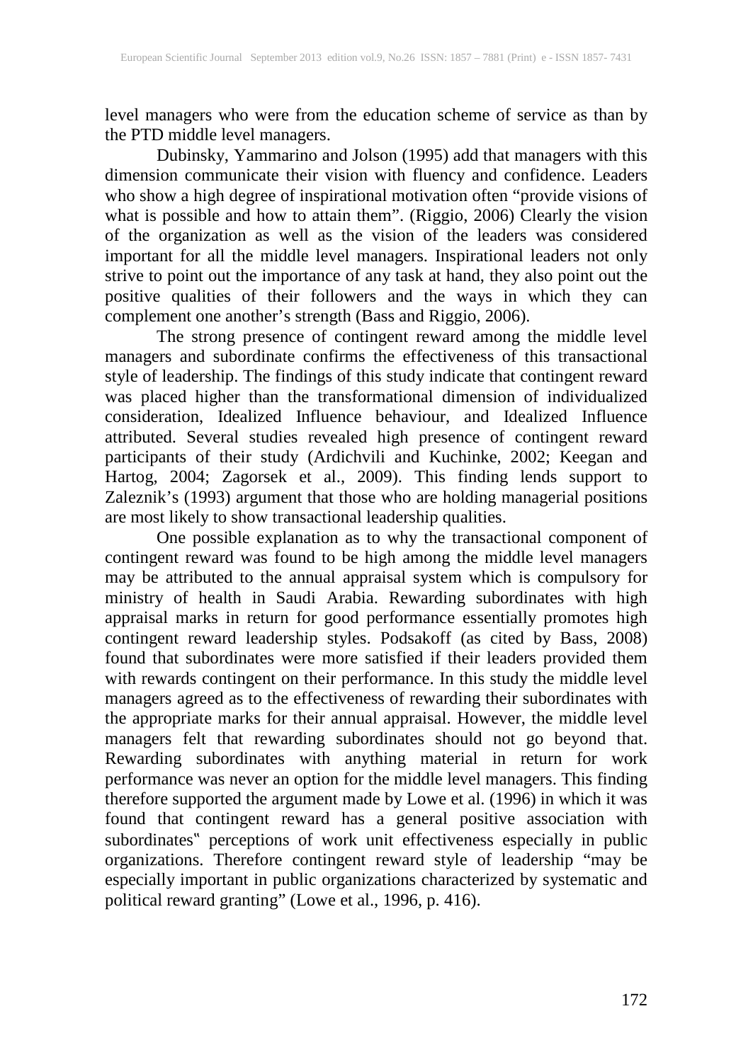level managers who were from the education scheme of service as than by the PTD middle level managers.

Dubinsky, Yammarino and Jolson (1995) add that managers with this dimension communicate their vision with fluency and confidence. Leaders who show a high degree of inspirational motivation often "provide visions of what is possible and how to attain them". (Riggio, 2006) Clearly the vision of the organization as well as the vision of the leaders was considered important for all the middle level managers. Inspirational leaders not only strive to point out the importance of any task at hand, they also point out the positive qualities of their followers and the ways in which they can complement one another's strength (Bass and Riggio, 2006).

The strong presence of contingent reward among the middle level managers and subordinate confirms the effectiveness of this transactional style of leadership. The findings of this study indicate that contingent reward was placed higher than the transformational dimension of individualized consideration, Idealized Influence behaviour, and Idealized Influence attributed. Several studies revealed high presence of contingent reward participants of their study (Ardichvili and Kuchinke, 2002; Keegan and Hartog, 2004; Zagorsek et al., 2009). This finding lends support to Zaleznik's (1993) argument that those who are holding managerial positions are most likely to show transactional leadership qualities.

One possible explanation as to why the transactional component of contingent reward was found to be high among the middle level managers may be attributed to the annual appraisal system which is compulsory for ministry of health in Saudi Arabia. Rewarding subordinates with high appraisal marks in return for good performance essentially promotes high contingent reward leadership styles. Podsakoff (as cited by Bass, 2008) found that subordinates were more satisfied if their leaders provided them with rewards contingent on their performance. In this study the middle level managers agreed as to the effectiveness of rewarding their subordinates with the appropriate marks for their annual appraisal. However, the middle level managers felt that rewarding subordinates should not go beyond that. Rewarding subordinates with anything material in return for work performance was never an option for the middle level managers. This finding therefore supported the argument made by Lowe et al. (1996) in which it was found that contingent reward has a general positive association with subordinates‟ perceptions of work unit effectiveness especially in public organizations. Therefore contingent reward style of leadership "may be especially important in public organizations characterized by systematic and political reward granting" (Lowe et al., 1996, p. 416).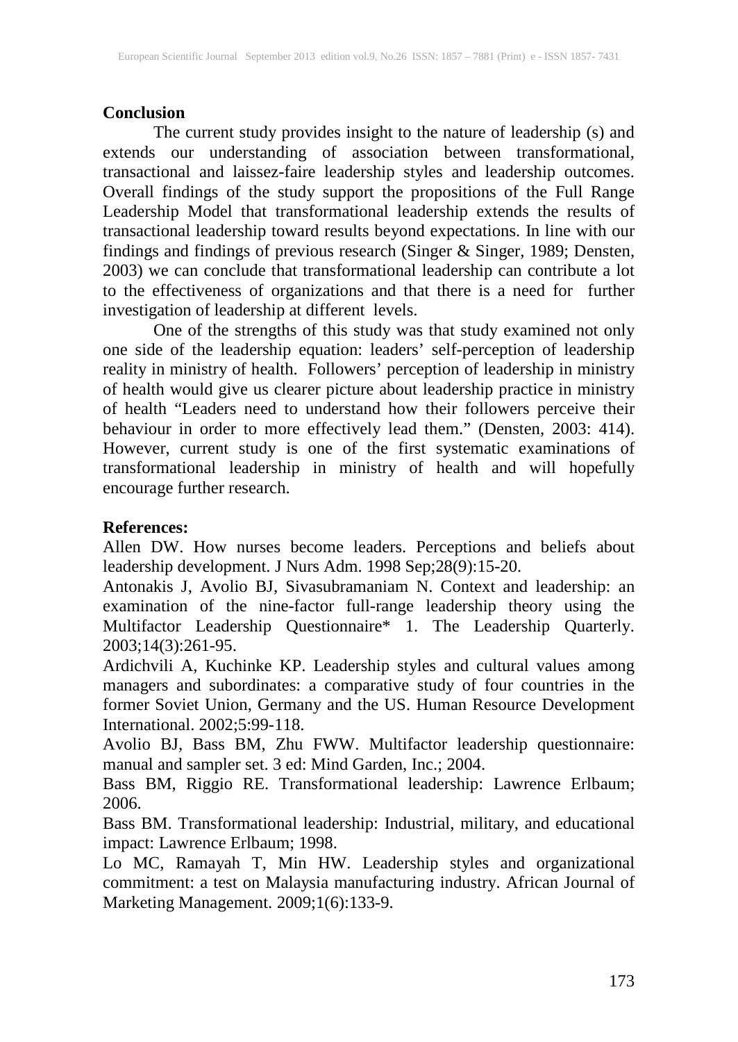## Conclusion

The current study provides insight to the nature of leadership (s) and extends our understanding of association between transformational, transactional and laissez-faire leadership styles and leadership outcomes. Overall findings of the study support the propositions of the Full Range Leadership Model that transformational leadership extends the results of transactional leadership toward results beyond expectations. In line with our findings and findings of previous research (Singer & Singer, 1989; Densten, 2003) we can conclude that transformational leadership can contribute a lot to the effectiveness of organizations and that there is a need for further investigation of leadership at different levels.

One of the strengths of this study was that study examined not only one side of the leadership equation: leaders' self-perception of leadership reality in ministry of health. Followers' perception of leadership in ministry of health would give us clearer picture about leadership practice in ministry of health "Leaders need to understand how their followers perceive their behaviour in order to more effectively lead them." (Densten, 2003: 414). However, current study is one of the first systematic examinations of transformational leadership in ministry of health and will hopefully encourage further research.

## References:

Allen DW. How nurses become leaders. Perceptions and beliefs about leadership development. J Nurs Adm. 1998 Sep;28(9):15-20.

Antonakis J, Avolio BJ, Sivasubramaniam N. Context and leadership: an examination of the nine-factor full-range leadership theory using the Multifactor Leadership Questionnaire* 1. The Leadership Quarterly. 2003;14(3):261-95.

Ardichvili A, Kuchinke KP. Leadership styles and cultural values among managers and subordinates: a comparative study of four countries in the former Soviet Union, Germany and the US. Human Resource Development International. 2002;5:99-118.

Avolio BJ, Bass BM, Zhu FWW. Multifactor leadership questionnaire: manual and sampler set. 3 ed: Mind Garden, Inc.; 2004.

Bass BM, Riggio RE. Transformational leadership: Lawrence Erlbaum; 2006.

Bass BM. Transformational leadership: Industrial, military, and educational impact: Lawrence Erlbaum; 1998.

Lo MC, Ramayah T, Min HW. Leadership styles and organizational commitment: a test on Malaysia manufacturing industry. African Journal of Marketing Management. 2009;1(6):133-9.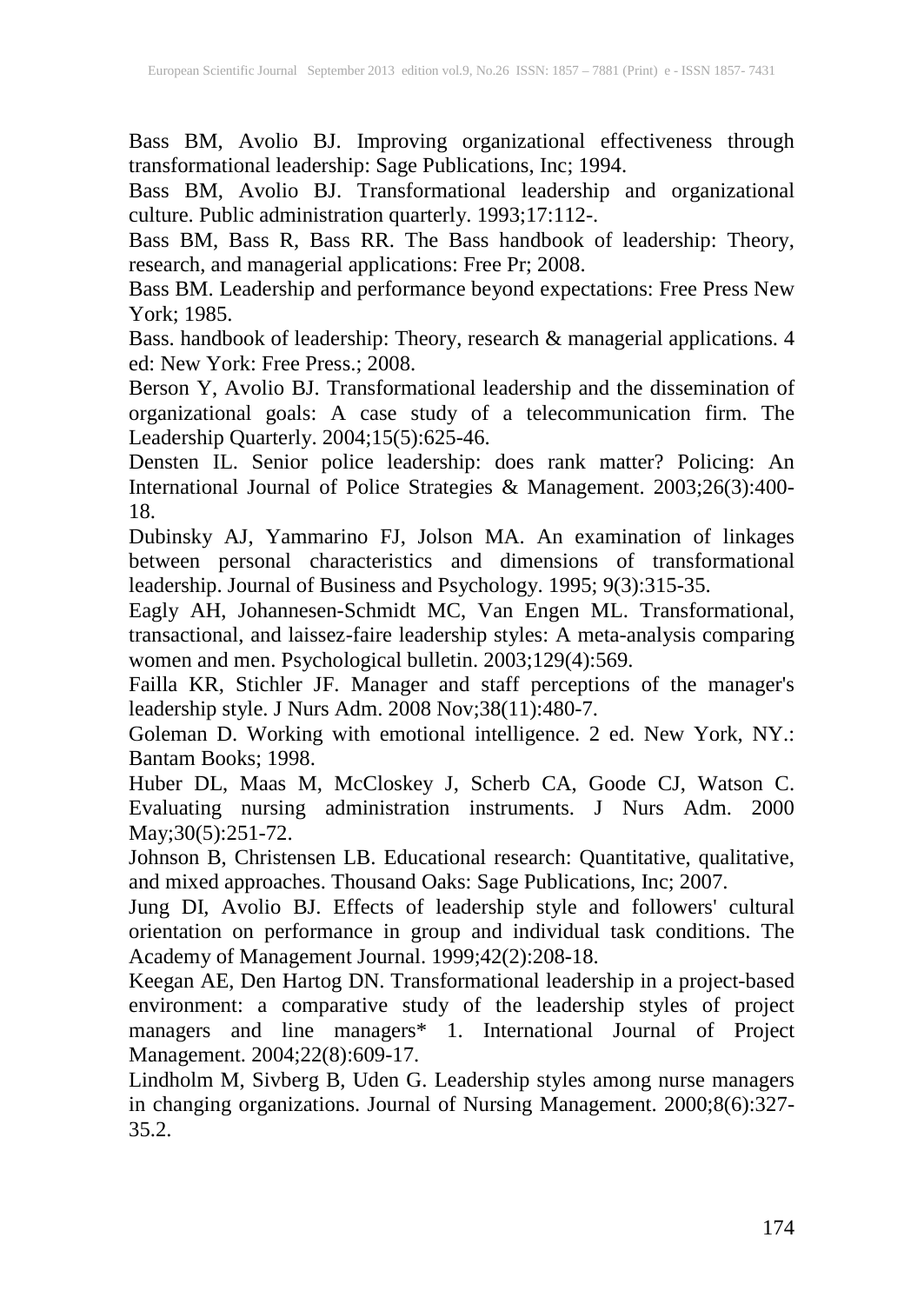Bass BM, Avolio BJ. Improving organizational effectiveness through transformational leadership: Sage Publications, Inc; 1994.

Bass BM, Avolio BJ. Transformational leadership and organizational culture. Public administration quarterly. 1993;17:112-.

Bass BM, Bass R, Bass RR. The Bass handbook of leadership: Theory, research, and managerial applications: Free Pr; 2008.

Bass BM. Leadership and performance beyond expectations: Free Press New York; 1985.

Bass. handbook of leadership: Theory, research & managerial applications. 4 ed: New York: Free Press.; 2008.

Berson Y, Avolio BJ. Transformational leadership and the dissemination of organizational goals: A case study of a telecommunication firm. The Leadership Quarterly. 2004;15(5):625-46.

Densten IL. Senior police leadership: does rank matter? Policing: An International Journal of Police Strategies & Management. 2003;26(3):400-18.

Dubinsky AJ, Yammarino FJ, Jolson MA. An examination of linkages between personal characteristics and dimensions of transformational leadership. Journal of Business and Psychology. 1995; 9(3):315-35.

Eagly AH, Johannesen-Schmidt MC, Van Engen ML. Transformational, transactional, and laissez-faire leadership styles: A meta-analysis comparing women and men. Psychological bulletin. 2003;129(4):569.

Failla KR, Stichler JF. Manager and staff perceptions of the manager's leadership style. J Nurs Adm. 2008 Nov;38(11):480-7.

Goleman D. Working with emotional intelligence. 2 ed. New York, NY.: Bantam Books; 1998.

Huber DL, Maas M, McCloskey J, Scherb CA, Goode CJ, Watson C. Evaluating nursing administration instruments. J Nurs Adm. 2000 May;30(5):251-72.

Johnson B, Christensen LB. Educational research: Quantitative, qualitative, and mixed approaches. Thousand Oaks: Sage Publications, Inc; 2007.

Jung DI, Avolio BJ. Effects of leadership style and followers' cultural orientation on performance in group and individual task conditions. The Academy of Management Journal. 1999;42(2):208-18.

Keegan AE, Den Hartog DN. Transformational leadership in a project-based environment: a comparative study of the leadership styles of project managers and line managers* 1. International Journal of Project Management. 2004;22(8):609-17.

Lindholm M, Sivberg B, Uden G. Leadership styles among nurse managers in changing organizations. Journal of Nursing Management. 2000;8(6):327-35.2.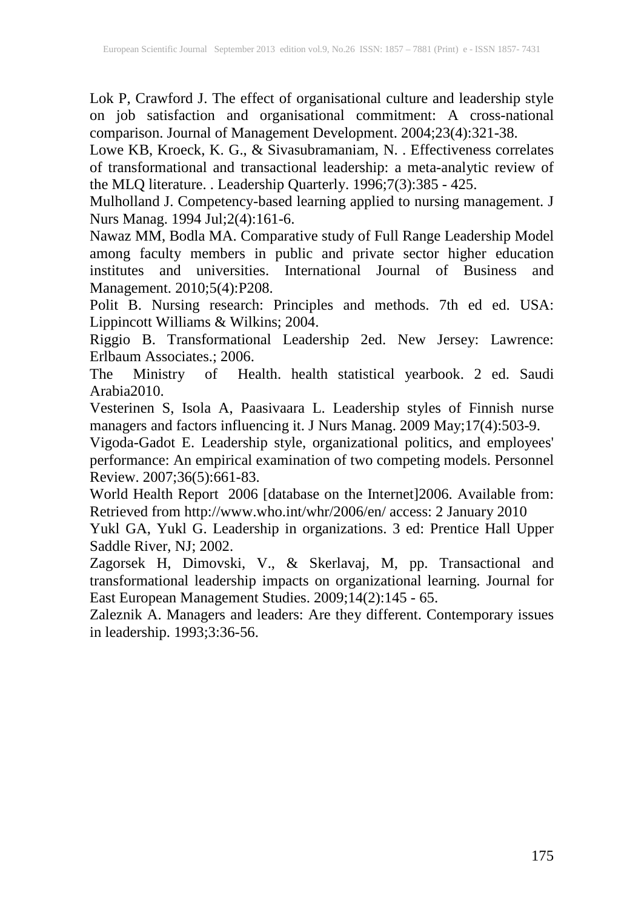Lok P, Crawford J. The effect of organisational culture and leadership style on job satisfaction and organisational commitment: A cross-national comparison. Journal of Management Development. 2004;23(4):321-38.

Lowe KB, Kroeck, K. G., & Sivasubramaniam, N. . Effectiveness correlates of transformational and transactional leadership: a meta-analytic review of the MLQ literature. . Leadership Quarterly. 1996;7(3):385 - 425.

Mulholland J. Competency-based learning applied to nursing management. J Nurs Manag. 1994 Jul;2(4):161-6.

Nawaz MM, Bodla MA. Comparative study of Full Range Leadership Model among faculty members in public and private sector higher education institutes and universities. International Journal of Business and Management. 2010;5(4):P208.

Polit B. Nursing research: Principles and methods. 7th ed ed. USA: Lippincott Williams & Wilkins; 2004.

Riggio B. Transformational Leadership 2ed. New Jersey: Lawrence: Erlbaum Associates.; 2006.

The Ministry of Health. health statistical yearbook. 2 ed. Saudi Arabia2010.

Vesterinen S, Isola A, Paasivaara L. Leadership styles of Finnish nurse managers and factors influencing it. J Nurs Manag. 2009 May;17(4):503-9.

Vigoda-Gadot E. Leadership style, organizational politics, and employees' performance: An empirical examination of two competing models. Personnel Review. 2007;36(5):661-83.

World Health Report 2006 [database on the Internet]2006. Available from: Retrieved from http://www.who.int/whr/2006/en/ access: 2 January 2010

Yukl GA, Yukl G. Leadership in organizations. 3 ed: Prentice Hall Upper Saddle River, NJ; 2002.

Zagorsek H, Dimovski, V., & Skerlavaj, M, pp. Transactional and transformational leadership impacts on organizational learning. Journal for East European Management Studies. 2009;14(2):145 - 65.

Zaleznik A. Managers and leaders: Are they different. Contemporary issues in leadership. 1993;3:36-56.